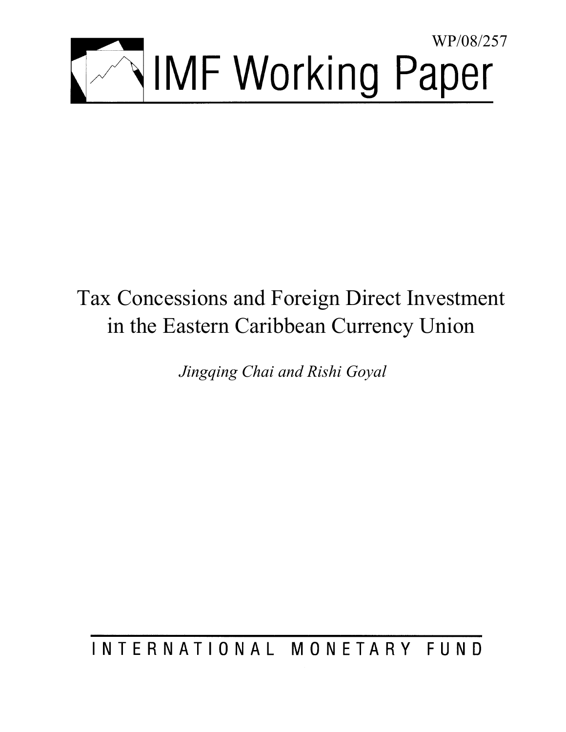WP/08/257

# IMF Working Paper

# Tax Concessions and Foreign Direct Investment in the Eastern Caribbean Currency Union

*Jingqing Chai and Rishi Goyal*

INTERNATIONAL MONETARY FUND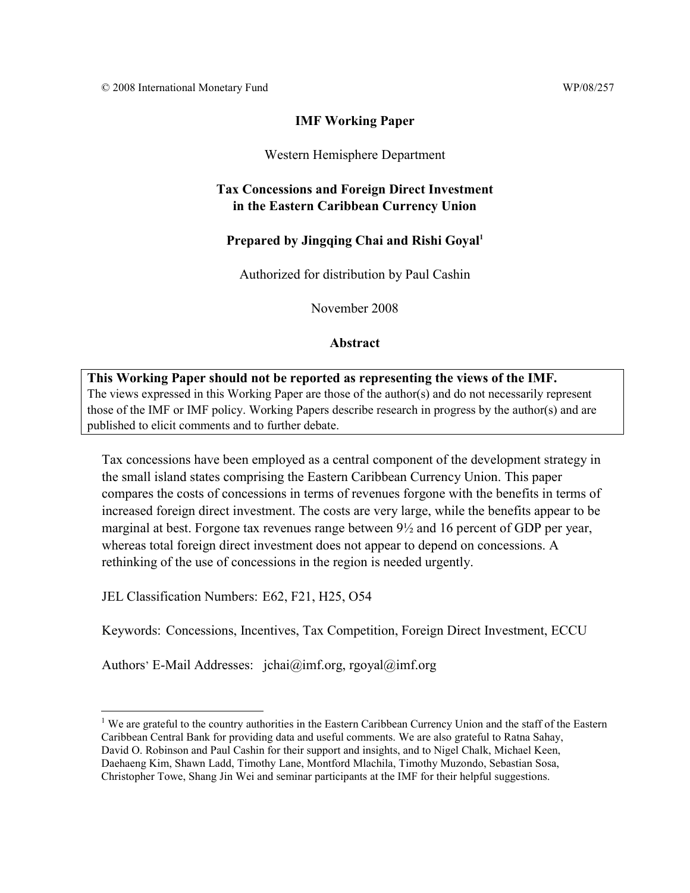© 2008 International Monetary Fund WP/08/257

**IMF Working Paper**

Western Hemisphere Department

**Tax Concessions and Foreign Direct Investment in the Eastern Caribbean Currency Union**

**Prepared by Jingqing Chai and Rishi Goyal[1]**

Authorized for distribution by Paul Cashin

November 2008

**Abstract**

**This Working Paper should not be reported as representing the views of the IMF.**
The views expressed in this Working Paper are those of the author(s) and do not necessarily represent those of the IMF or IMF policy. Working Papers describe research in progress by the author(s) and are published to elicit comments and to further debate.

Tax concessions have been employed as a central component of the development strategy in the small island states comprising the Eastern Caribbean Currency Union. This paper compares the costs of concessions in terms of revenues forgone with the benefits in terms of increased foreign direct investment. The costs are very large, while the benefits appear to be marginal at best. Forgone tax revenues range between 9½ and 16 percent of GDP per year, whereas total foreign direct investment does not appear to depend on concessions. A rethinking of the use of concessions in the region is needed urgently.

JEL Classification Numbers: E62, F21, H25, O54

Keywords: Concessions, Incentives, Tax Competition, Foreign Direct Investment, ECCU

Authors' E-Mail Addresses: jchai@imf.org, rgoyal@imf.org

[1] We are grateful to the country authorities in the Eastern Caribbean Currency Union and the staff of the Eastern Caribbean Central Bank for providing data and useful comments. We are also grateful to Ratna Sahay, David O. Robinson and Paul Cashin for their support and insights, and to Nigel Chalk, Michael Keen, Daehaeng Kim, Shawn Ladd, Timothy Lane, Montford Mlachila, Timothy Muzondo, Sebastian Sosa, Christopher Towe, Shang Jin Wei and seminar participants at the IMF for their helpful suggestions.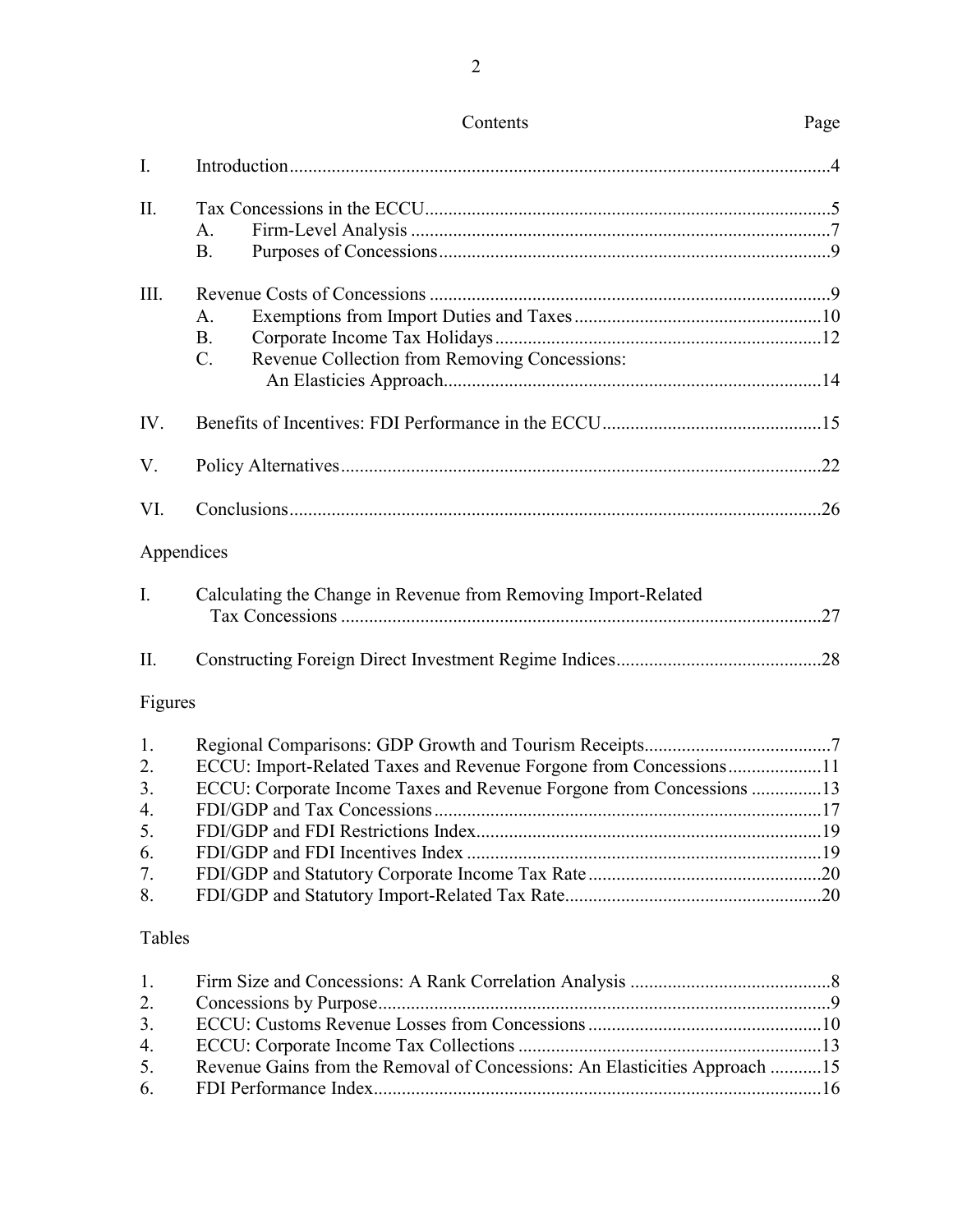Contents Page

I. Introduction....................................................................................................................4

II. Tax Concessions in the ECCU.......................................................................................5
  A. Firm-Level Analysis ..........................................................................................7
  B. Purposes of Concessions....................................................................................9

III. Revenue Costs of Concessions ......................................................................................9
  A. Exemptions from Import Duties and Taxes.....................................................10
  B. Corporate Income Tax Holidays......................................................................12
  C. Revenue Collection from Removing Concessions: An Elasticies Approach.................................................................................14

IV. Benefits of Incentives: FDI Performance in the ECCU...............................................15

V. Policy Alternatives.......................................................................................................22

VI. Conclusions..................................................................................................................26

Appendices

I. Calculating the Change in Revenue from Removing Import-Related Tax Concessions .......................................................................................................27

II. Constructing Foreign Direct Investment Regime Indices............................................28

Figures

1. Regional Comparisons: GDP Growth and Tourism Receipts........................................7
2. ECCU: Import-Related Taxes and Revenue Forgone from Concessions....................11
3. ECCU: Corporate Income Taxes and Revenue Forgone from Concessions ...............13
4. FDI/GDP and Tax Concessions...................................................................................17
5. FDI/GDP and FDI Restrictions Index..........................................................................19
6. FDI/GDP and FDI Incentives Index ...........................................................................19
7. FDI/GDP and Statutory Corporate Income Tax Rate..................................................20
8. FDI/GDP and Statutory Import-Related Tax Rate.......................................................20

Tables

1. Firm Size and Concessions: A Rank Correlation Analysis ...........................................8
2. Concessions by Purpose.................................................................................................9
3. ECCU: Customs Revenue Losses from Concessions..................................................10
4. ECCU: Corporate Income Tax Collections ................................................................13
5. Revenue Gains from the Removal of Concessions: An Elasticities Approach ...........15
6. FDI Performance Index................................................................................................16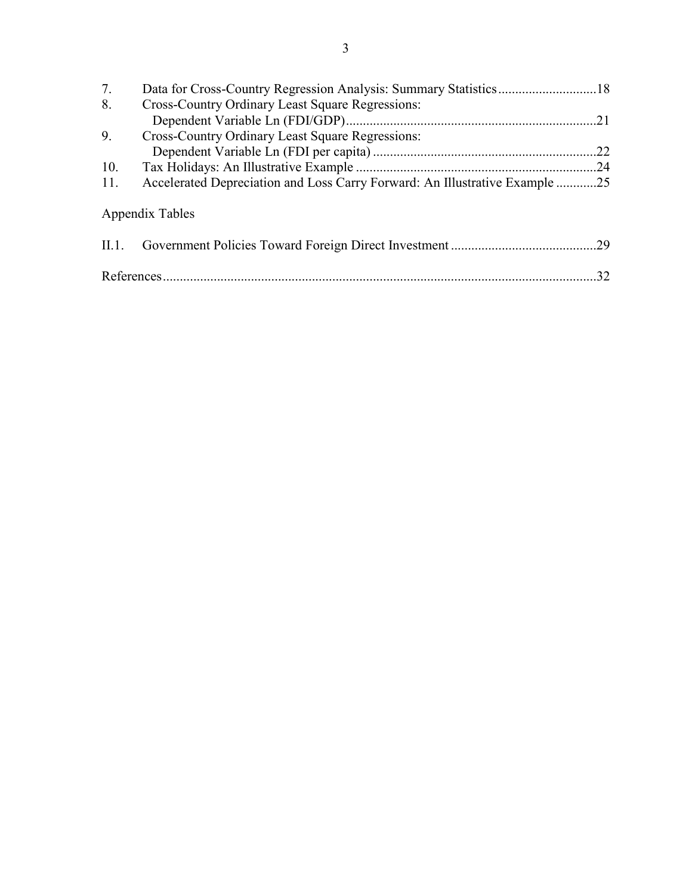7. Data for Cross-Country Regression Analysis: Summary Statistics .............................18
8. Cross-Country Ordinary Least Square Regressions:  
   Dependent Variable Ln (FDI/GDP)...........................................................................21
9. Cross-Country Ordinary Least Square Regressions:  
   Dependent Variable Ln (FDI per capita) ..................................................................22
10. Tax Holidays: An Illustrative Example .......................................................................24
11. Accelerated Depreciation and Loss Carry Forward: An Illustrative Example ............25

Appendix Tables

II.1. Government Policies Toward Foreign Direct Investment ...........................................29

References..............................................................................................................................32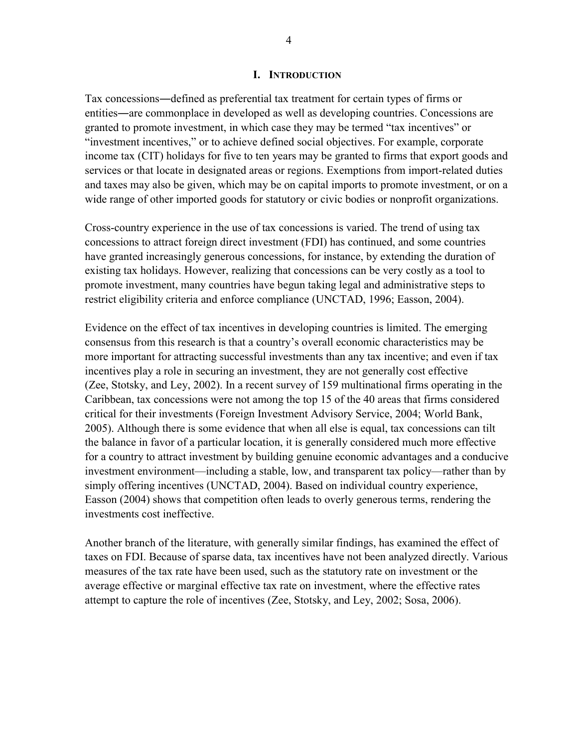# I. INTRODUCTION

Tax concessions―defined as preferential tax treatment for certain types of firms or entities―are commonplace in developed as well as developing countries. Concessions are granted to promote investment, in which case they may be termed "tax incentives" or "investment incentives," or to achieve defined social objectives. For example, corporate income tax (CIT) holidays for five to ten years may be granted to firms that export goods and services or that locate in designated areas or regions. Exemptions from import-related duties and taxes may also be given, which may be on capital imports to promote investment, or on a wide range of other imported goods for statutory or civic bodies or nonprofit organizations.

Cross-country experience in the use of tax concessions is varied. The trend of using tax concessions to attract foreign direct investment (FDI) has continued, and some countries have granted increasingly generous concessions, for instance, by extending the duration of existing tax holidays. However, realizing that concessions can be very costly as a tool to promote investment, many countries have begun taking legal and administrative steps to restrict eligibility criteria and enforce compliance (UNCTAD, 1996; Easson, 2004).

Evidence on the effect of tax incentives in developing countries is limited. The emerging consensus from this research is that a country's overall economic characteristics may be more important for attracting successful investments than any tax incentive; and even if tax incentives play a role in securing an investment, they are not generally cost effective (Zee, Stotsky, and Ley, 2002). In a recent survey of 159 multinational firms operating in the Caribbean, tax concessions were not among the top 15 of the 40 areas that firms considered critical for their investments (Foreign Investment Advisory Service, 2004; World Bank, 2005). Although there is some evidence that when all else is equal, tax concessions can tilt the balance in favor of a particular location, it is generally considered much more effective for a country to attract investment by building genuine economic advantages and a conducive investment environment—including a stable, low, and transparent tax policy—rather than by simply offering incentives (UNCTAD, 2004). Based on individual country experience, Easson (2004) shows that competition often leads to overly generous terms, rendering the investments cost ineffective.

Another branch of the literature, with generally similar findings, has examined the effect of taxes on FDI. Because of sparse data, tax incentives have not been analyzed directly. Various measures of the tax rate have been used, such as the statutory rate on investment or the average effective or marginal effective tax rate on investment, where the effective rates attempt to capture the role of incentives (Zee, Stotsky, and Ley, 2002; Sosa, 2006).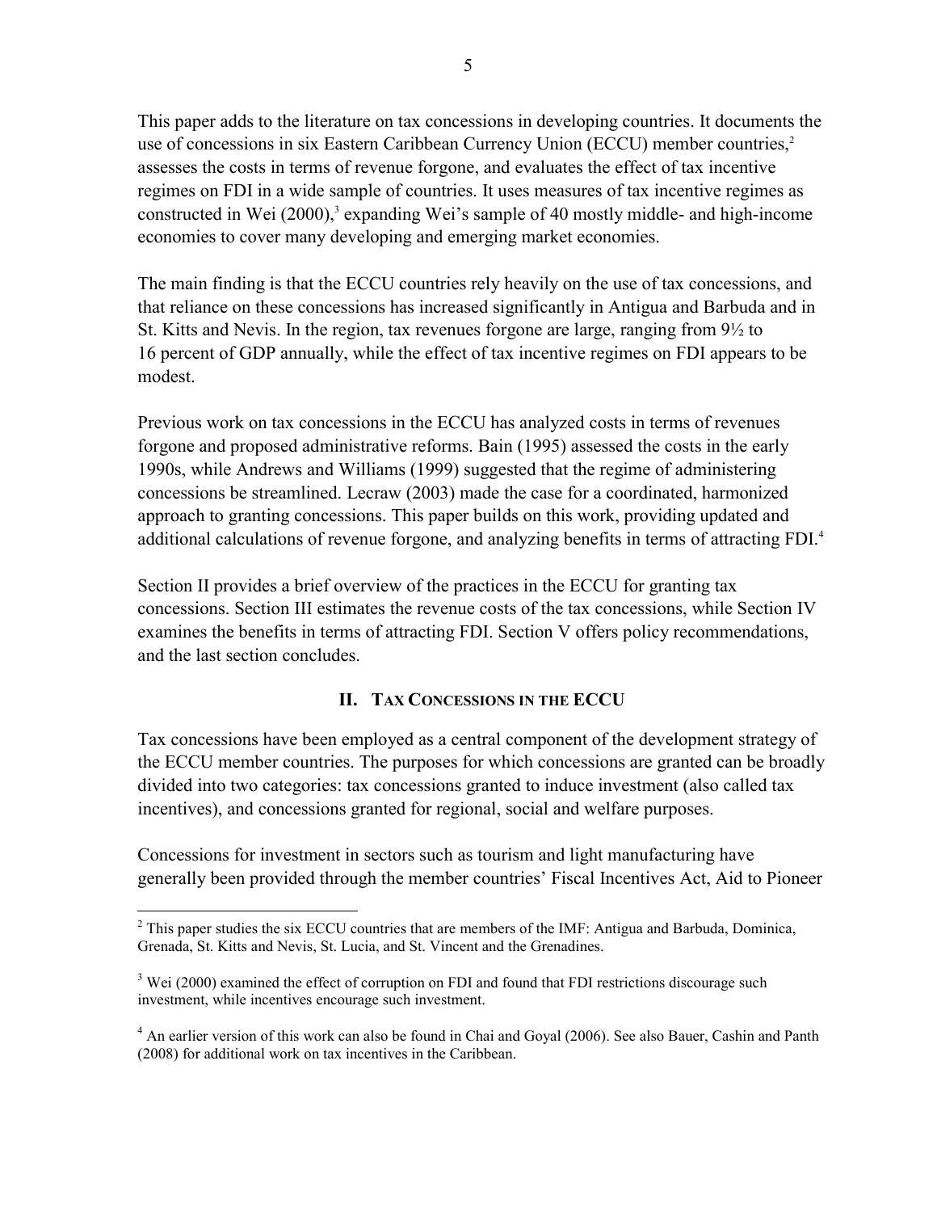This paper adds to the literature on tax concessions in developing countries. It documents the use of concessions in six Eastern Caribbean Currency Union (ECCU) member countries,[2] assesses the costs in terms of revenue forgone, and evaluates the effect of tax incentive regimes on FDI in a wide sample of countries. It uses measures of tax incentive regimes as constructed in Wei (2000),[3] expanding Wei's sample of 40 mostly middle- and high-income economies to cover many developing and emerging market economies.

The main finding is that the ECCU countries rely heavily on the use of tax concessions, and that reliance on these concessions has increased significantly in Antigua and Barbuda and in St. Kitts and Nevis. In the region, tax revenues forgone are large, ranging from 9½ to 16 percent of GDP annually, while the effect of tax incentive regimes on FDI appears to be modest.

Previous work on tax concessions in the ECCU has analyzed costs in terms of revenues forgone and proposed administrative reforms. Bain (1995) assessed the costs in the early 1990s, while Andrews and Williams (1999) suggested that the regime of administering concessions be streamlined. Lecraw (2003) made the case for a coordinated, harmonized approach to granting concessions. This paper builds on this work, providing updated and additional calculations of revenue forgone, and analyzing benefits in terms of attracting FDI.[4]

Section II provides a brief overview of the practices in the ECCU for granting tax concessions. Section III estimates the revenue costs of the tax concessions, while Section IV examines the benefits in terms of attracting FDI. Section V offers policy recommendations, and the last section concludes.

## II. Tax Concessions in the ECCU

Tax concessions have been employed as a central component of the development strategy of the ECCU member countries. The purposes for which concessions are granted can be broadly divided into two categories: tax concessions granted to induce investment (also called tax incentives), and concessions granted for regional, social and welfare purposes.

Concessions for investment in sectors such as tourism and light manufacturing have generally been provided through the member countries' Fiscal Incentives Act, Aid to Pioneer

---

[2] This paper studies the six ECCU countries that are members of the IMF: Antigua and Barbuda, Dominica, Grenada, St. Kitts and Nevis, St. Lucia, and St. Vincent and the Grenadines.

[3] Wei (2000) examined the effect of corruption on FDI and found that FDI restrictions discourage such investment, while incentives encourage such investment.

[4] An earlier version of this work can also be found in Chai and Goyal (2006). See also Bauer, Cashin and Panth (2008) for additional work on tax incentives in the Caribbean.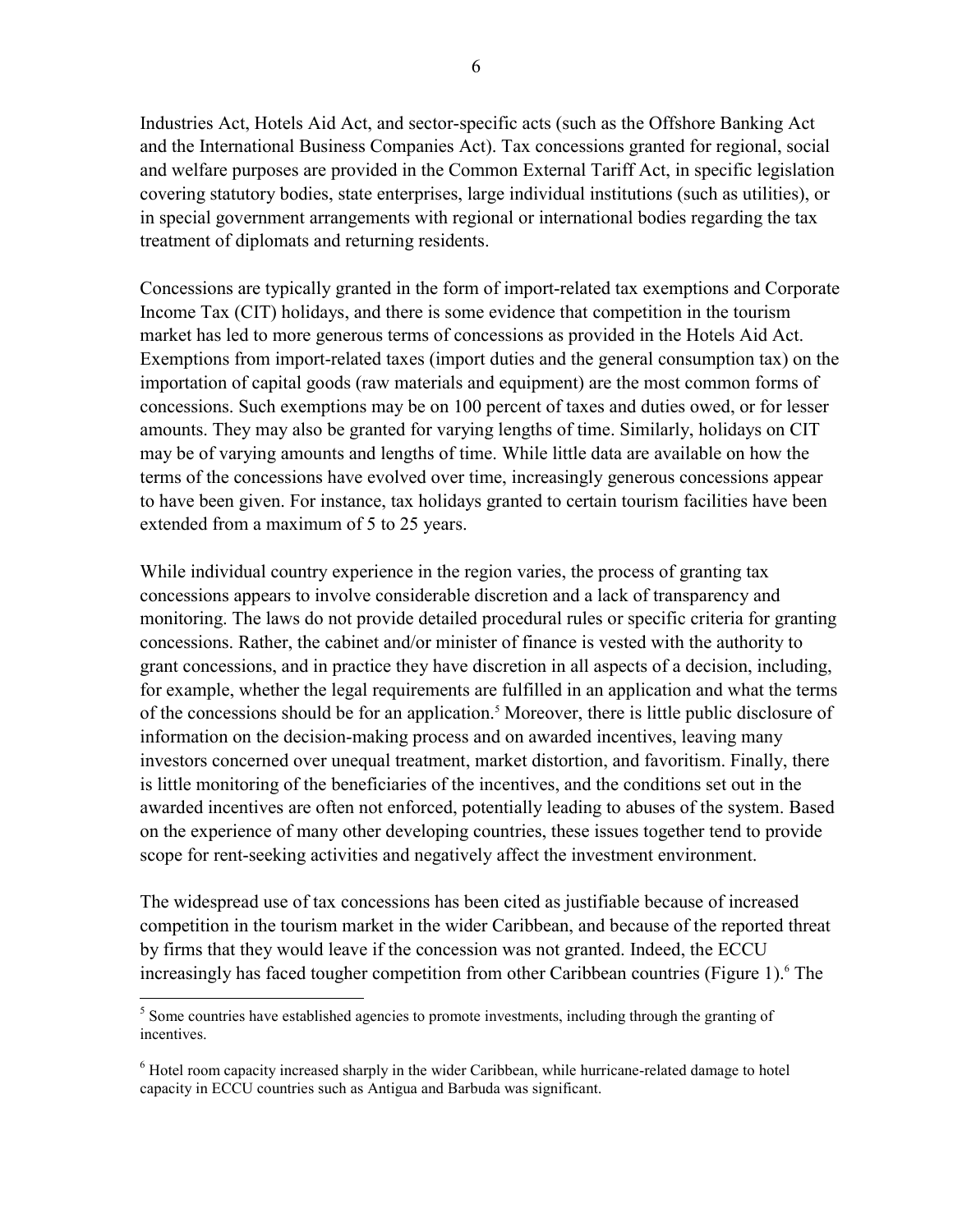Industries Act, Hotels Aid Act, and sector-specific acts (such as the Offshore Banking Act and the International Business Companies Act). Tax concessions granted for regional, social and welfare purposes are provided in the Common External Tariff Act, in specific legislation covering statutory bodies, state enterprises, large individual institutions (such as utilities), or in special government arrangements with regional or international bodies regarding the tax treatment of diplomats and returning residents.

Concessions are typically granted in the form of import-related tax exemptions and Corporate Income Tax (CIT) holidays, and there is some evidence that competition in the tourism market has led to more generous terms of concessions as provided in the Hotels Aid Act. Exemptions from import-related taxes (import duties and the general consumption tax) on the importation of capital goods (raw materials and equipment) are the most common forms of concessions. Such exemptions may be on 100 percent of taxes and duties owed, or for lesser amounts. They may also be granted for varying lengths of time. Similarly, holidays on CIT may be of varying amounts and lengths of time. While little data are available on how the terms of the concessions have evolved over time, increasingly generous concessions appear to have been given. For instance, tax holidays granted to certain tourism facilities have been extended from a maximum of 5 to 25 years.

While individual country experience in the region varies, the process of granting tax concessions appears to involve considerable discretion and a lack of transparency and monitoring. The laws do not provide detailed procedural rules or specific criteria for granting concessions. Rather, the cabinet and/or minister of finance is vested with the authority to grant concessions, and in practice they have discretion in all aspects of a decision, including, for example, whether the legal requirements are fulfilled in an application and what the terms of the concessions should be for an application.[5] Moreover, there is little public disclosure of information on the decision-making process and on awarded incentives, leaving many investors concerned over unequal treatment, market distortion, and favoritism. Finally, there is little monitoring of the beneficiaries of the incentives, and the conditions set out in the awarded incentives are often not enforced, potentially leading to abuses of the system. Based on the experience of many other developing countries, these issues together tend to provide scope for rent-seeking activities and negatively affect the investment environment.

The widespread use of tax concessions has been cited as justifiable because of increased competition in the tourism market in the wider Caribbean, and because of the reported threat by firms that they would leave if the concession was not granted. Indeed, the ECCU increasingly has faced tougher competition from other Caribbean countries (Figure 1).[6] The

---

[5] Some countries have established agencies to promote investments, including through the granting of incentives.

[6] Hotel room capacity increased sharply in the wider Caribbean, while hurricane-related damage to hotel capacity in ECCU countries such as Antigua and Barbuda was significant.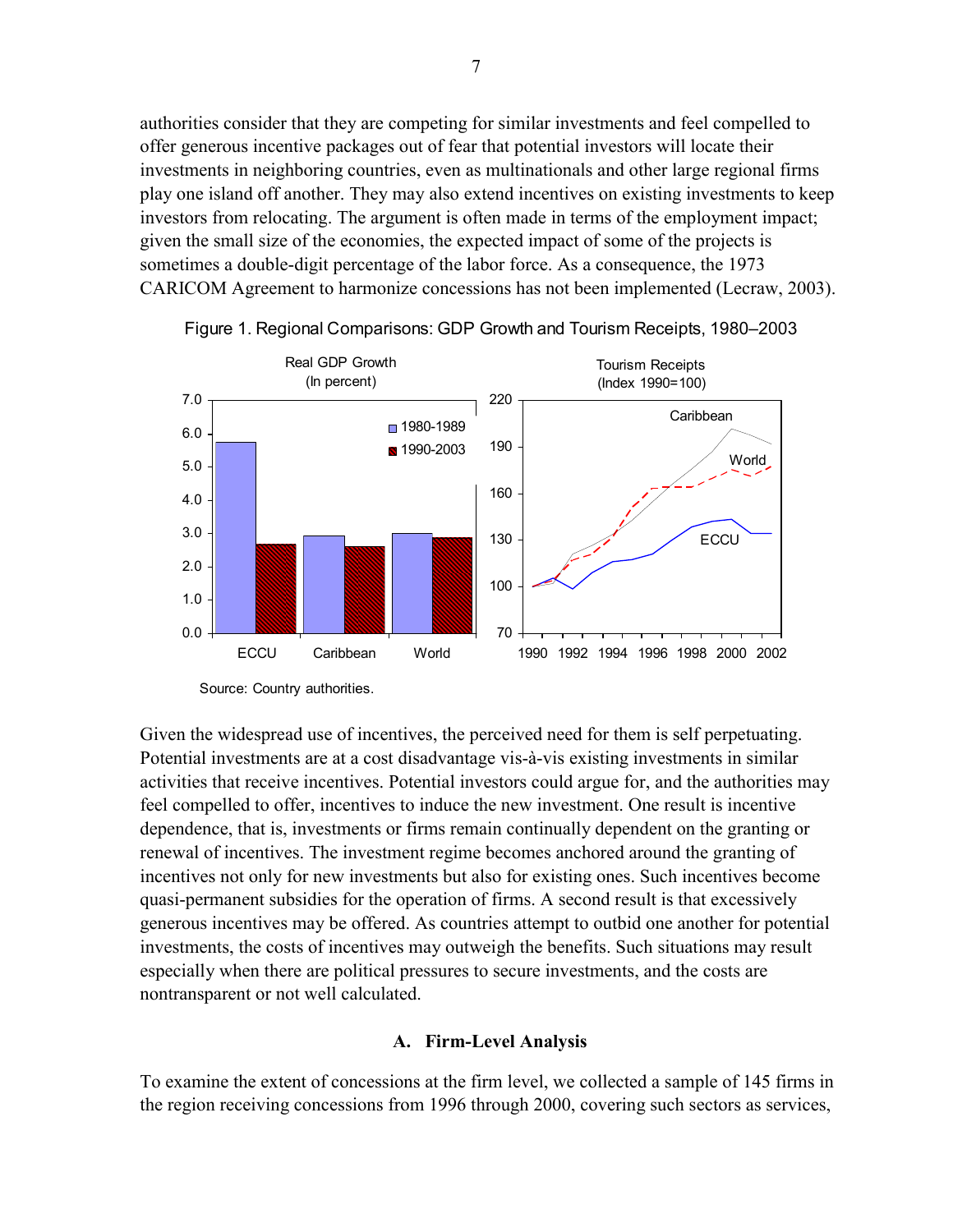authorities consider that they are competing for similar investments and feel compelled to offer generous incentive packages out of fear that potential investors will locate their investments in neighboring countries, even as multinationals and other large regional firms play one island off another. They may also extend incentives on existing investments to keep investors from relocating. The argument is often made in terms of the employment impact; given the small size of the economies, the expected impact of some of the projects is sometimes a double-digit percentage of the labor force. As a consequence, the 1973 CARICOM Agreement to harmonize concessions has not been implemented (Lecraw, 2003).

Figure 1. Regional Comparisons: GDP Growth and Tourism Receipts, 1980–2003

Source: Country authorities.

Given the widespread use of incentives, the perceived need for them is self perpetuating. Potential investments are at a cost disadvantage vis-à-vis existing investments in similar activities that receive incentives. Potential investors could argue for, and the authorities may feel compelled to offer, incentives to induce the new investment. One result is incentive dependence, that is, investments or firms remain continually dependent on the granting or renewal of incentives. The investment regime becomes anchored around the granting of incentives not only for new investments but also for existing ones. Such incentives become quasi-permanent subsidies for the operation of firms. A second result is that excessively generous incentives may be offered. As countries attempt to outbid one another for potential investments, the costs of incentives may outweigh the benefits. Such situations may result especially when there are political pressures to secure investments, and the costs are nontransparent or not well calculated.

### A. Firm-Level Analysis

To examine the extent of concessions at the firm level, we collected a sample of 145 firms in the region receiving concessions from 1996 through 2000, covering such sectors as services,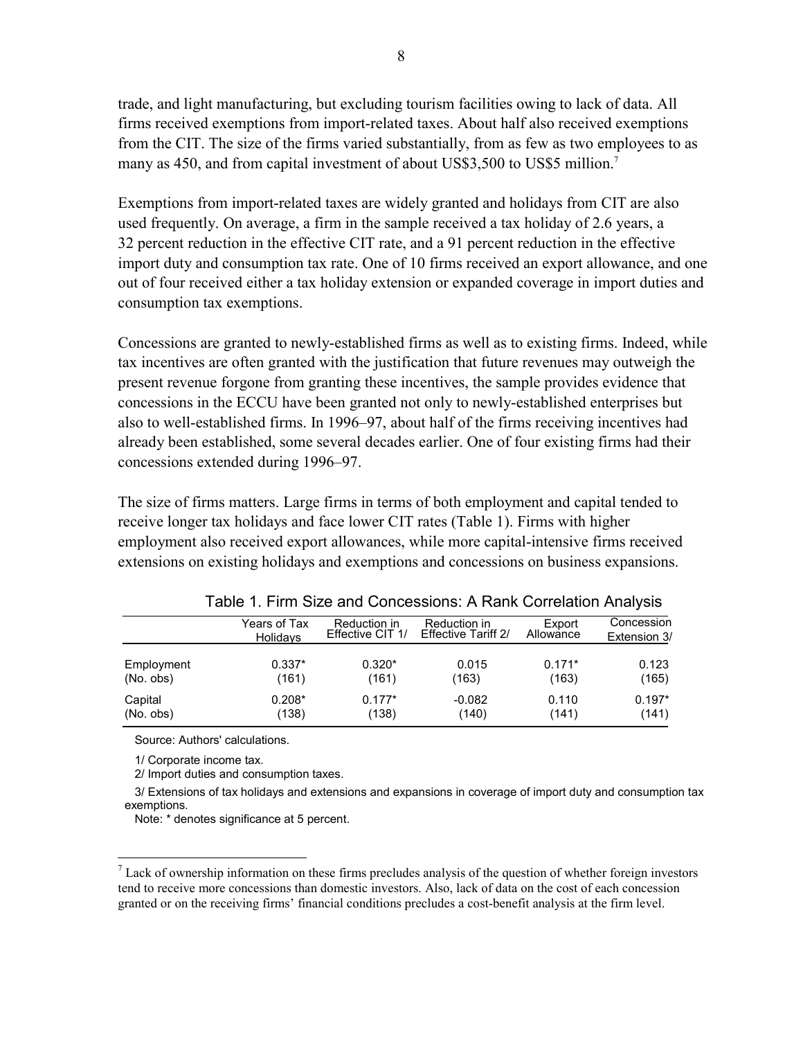trade, and light manufacturing, but excluding tourism facilities owing to lack of data. All firms received exemptions from import-related taxes. About half also received exemptions from the CIT. The size of the firms varied substantially, from as few as two employees to as many as 450, and from capital investment of about US$3,500 to US$5 million.[7]

Exemptions from import-related taxes are widely granted and holidays from CIT are also used frequently. On average, a firm in the sample received a tax holiday of 2.6 years, a 32 percent reduction in the effective CIT rate, and a 91 percent reduction in the effective import duty and consumption tax rate. One of 10 firms received an export allowance, and one out of four received either a tax holiday extension or expanded coverage in import duties and consumption tax exemptions.

Concessions are granted to newly-established firms as well as to existing firms. Indeed, while tax incentives are often granted with the justification that future revenues may outweigh the present revenue forgone from granting these incentives, the sample provides evidence that concessions in the ECCU have been granted not only to newly-established enterprises but also to well-established firms. In 1996–97, about half of the firms receiving incentives had already been established, some several decades earlier. One of four existing firms had their concessions extended during 1996–97.

The size of firms matters. Large firms in terms of both employment and capital tended to receive longer tax holidays and face lower CIT rates (Table 1). Firms with higher employment also received export allowances, while more capital-intensive firms received extensions on existing holidays and exemptions and concessions on business expansions.

Table 1. Firm Size and Concessions: A Rank Correlation Analysis

| | Years of Tax Holidays | Reduction in Effective CIT 1/ | Reduction in Effective Tariff 2/ | Export Allowance | Concession Extension 3/ |
|---|---|---|---|---|---|
| Employment | 0.337* | 0.320* | 0.015 | 0.171* | 0.123 |
| (No. obs) | (161) | (161) | (163) | (163) | (165) |
| Capital | 0.208* | 0.177* | -0.082 | 0.110 | 0.197* |
| (No. obs) | (138) | (138) | (140) | (141) | (141) |

Source: Authors' calculations.

1/ Corporate income tax.

2/ Import duties and consumption taxes.

3/ Extensions of tax holidays and extensions and expansions in coverage of import duty and consumption tax exemptions.

Note: * denotes significance at 5 percent.

[7] Lack of ownership information on these firms precludes analysis of the question of whether foreign investors tend to receive more concessions than domestic investors. Also, lack of data on the cost of each concession granted or on the receiving firms' financial conditions precludes a cost-benefit analysis at the firm level.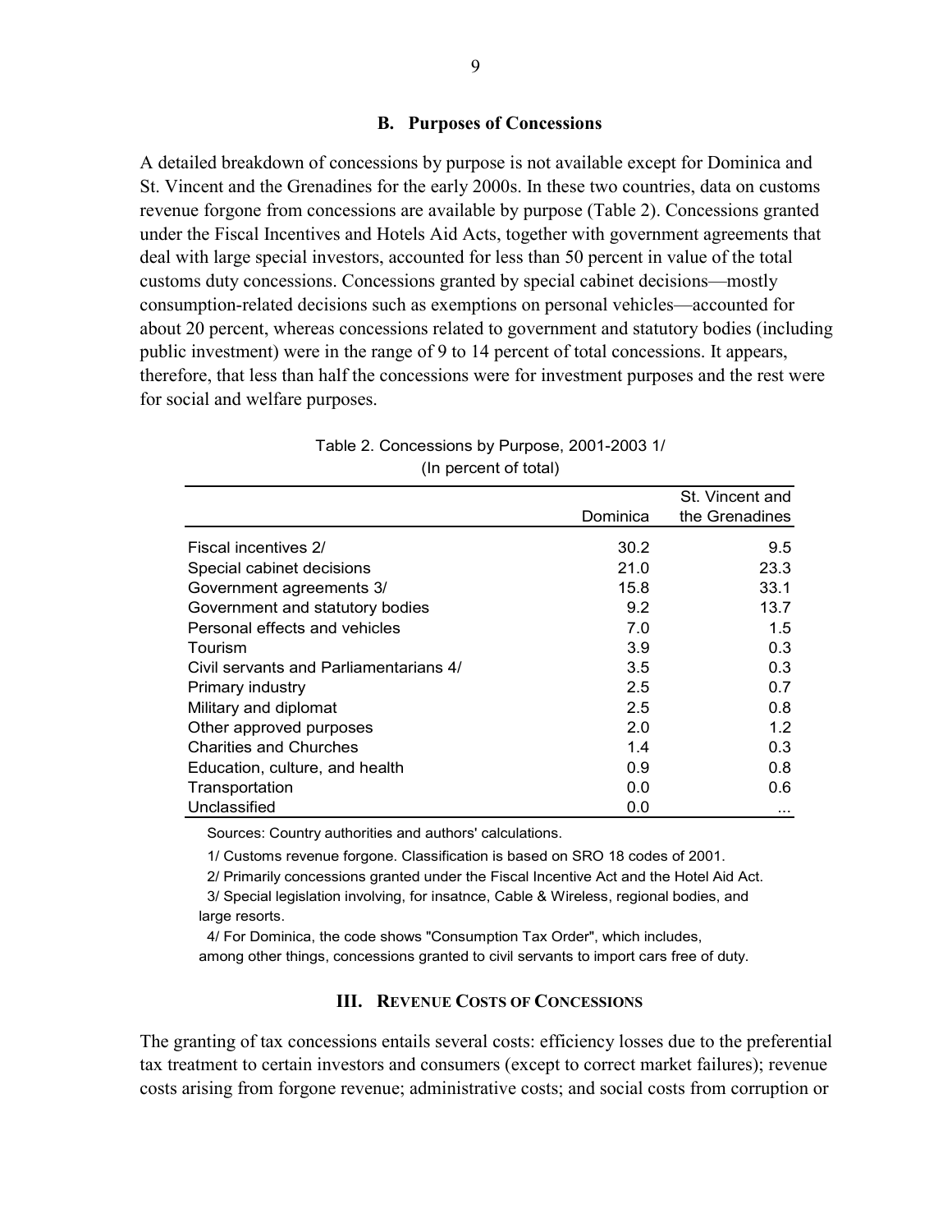### B. Purposes of Concessions

A detailed breakdown of concessions by purpose is not available except for Dominica and St. Vincent and the Grenadines for the early 2000s. In these two countries, data on customs revenue forgone from concessions are available by purpose (Table 2). Concessions granted under the Fiscal Incentives and Hotels Aid Acts, together with government agreements that deal with large special investors, accounted for less than 50 percent in value of the total customs duty concessions. Concessions granted by special cabinet decisions—mostly consumption-related decisions such as exemptions on personal vehicles—accounted for about 20 percent, whereas concessions related to government and statutory bodies (including public investment) were in the range of 9 to 14 percent of total concessions. It appears, therefore, that less than half the concessions were for investment purposes and the rest were for social and welfare purposes.

Table 2. Concessions by Purpose, 2001-2003 1/
(In percent of total)

| | Dominica | St. Vincent and the Grenadines |
|---|---|---|
| Fiscal incentives 2/ | 30.2 | 9.5 |
| Special cabinet decisions | 21.0 | 23.3 |
| Government agreements 3/ | 15.8 | 33.1 |
| Government and statutory bodies | 9.2 | 13.7 |
| Personal effects and vehicles | 7.0 | 1.5 |
| Tourism | 3.9 | 0.3 |
| Civil servants and Parliamentarians 4/ | 3.5 | 0.3 |
| Primary industry | 2.5 | 0.7 |
| Military and diplomat | 2.5 | 0.8 |
| Other approved purposes | 2.0 | 1.2 |
| Charities and Churches | 1.4 | 0.3 |
| Education, culture, and health | 0.9 | 0.8 |
| Transportation | 0.0 | 0.6 |
| Unclassified | 0.0 | ... |

Sources: Country authorities and authors' calculations.

1/ Customs revenue forgone. Classification is based on SRO 18 codes of 2001.

2/ Primarily concessions granted under the Fiscal Incentive Act and the Hotel Aid Act.

3/ Special legislation involving, for insatnce, Cable & Wireless, regional bodies, and large resorts.

4/ For Dominica, the code shows "Consumption Tax Order", which includes, among other things, concessions granted to civil servants to import cars free of duty.

## III. Revenue Costs of Concessions

The granting of tax concessions entails several costs: efficiency losses due to the preferential tax treatment to certain investors and consumers (except to correct market failures); revenue costs arising from forgone revenue; administrative costs; and social costs from corruption or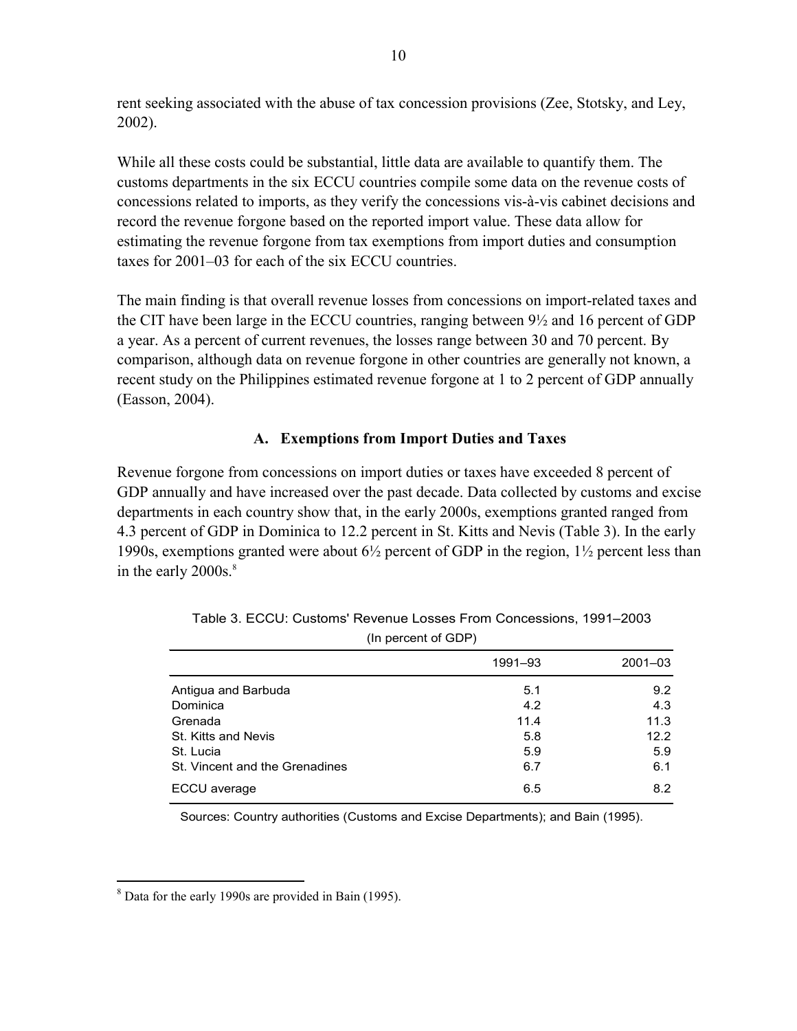rent seeking associated with the abuse of tax concession provisions (Zee, Stotsky, and Ley, 2002).

While all these costs could be substantial, little data are available to quantify them. The customs departments in the six ECCU countries compile some data on the revenue costs of concessions related to imports, as they verify the concessions vis-à-vis cabinet decisions and record the revenue forgone based on the reported import value. These data allow for estimating the revenue forgone from tax exemptions from import duties and consumption taxes for 2001–03 for each of the six ECCU countries.

The main finding is that overall revenue losses from concessions on import-related taxes and the CIT have been large in the ECCU countries, ranging between 9½ and 16 percent of GDP a year. As a percent of current revenues, the losses range between 30 and 70 percent. By comparison, although data on revenue forgone in other countries are generally not known, a recent study on the Philippines estimated revenue forgone at 1 to 2 percent of GDP annually (Easson, 2004).

### A. Exemptions from Import Duties and Taxes

Revenue forgone from concessions on import duties or taxes have exceeded 8 percent of GDP annually and have increased over the past decade. Data collected by customs and excise departments in each country show that, in the early 2000s, exemptions granted ranged from 4.3 percent of GDP in Dominica to 12.2 percent in St. Kitts and Nevis (Table 3). In the early 1990s, exemptions granted were about 6½ percent of GDP in the region, 1½ percent less than in the early 2000s.[8]

Table 3. ECCU: Customs' Revenue Losses From Concessions, 1991–2003
(In percent of GDP)

| | 1991–93 | 2001–03 |
|---|---|---|
| Antigua and Barbuda | 5.1 | 9.2 |
| Dominica | 4.2 | 4.3 |
| Grenada | 11.4 | 11.3 |
| St. Kitts and Nevis | 5.8 | 12.2 |
| St. Lucia | 5.9 | 5.9 |
| St. Vincent and the Grenadines | 6.7 | 6.1 |
| ECCU average | 6.5 | 8.2 |

Sources: Country authorities (Customs and Excise Departments); and Bain (1995).

[8] Data for the early 1990s are provided in Bain (1995).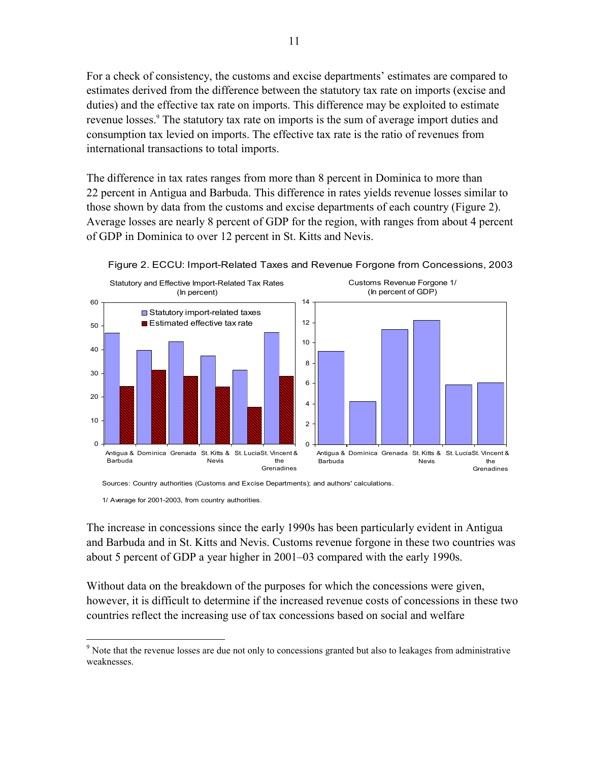For a check of consistency, the customs and excise departments' estimates are compared to estimates derived from the difference between the statutory tax rate on imports (excise and duties) and the effective tax rate on imports. This difference may be exploited to estimate revenue losses.[9] The statutory tax rate on imports is the sum of average import duties and consumption tax levied on imports. The effective tax rate is the ratio of revenues from international transactions to total imports.

The difference in tax rates ranges from more than 8 percent in Dominica to more than 22 percent in Antigua and Barbuda. This difference in rates yields revenue losses similar to those shown by data from the customs and excise departments of each country (Figure 2). Average losses are nearly 8 percent of GDP for the region, with ranges from about 4 percent of GDP in Dominica to over 12 percent in St. Kitts and Nevis.

Figure 2. ECCU: Import-Related Taxes and Revenue Forgone from Concessions, 2003

Statutory and Effective Import-Related Tax Rates (In percent)

Customs Revenue Forgone 1/ (In percent of GDP)

Sources: Country authorities (Customs and Excise Departments); and authors' calculations.

1/ Average for 2001-2003, from country authorities.

The increase in concessions since the early 1990s has been particularly evident in Antigua and Barbuda and in St. Kitts and Nevis. Customs revenue forgone in these two countries was about 5 percent of GDP a year higher in 2001–03 compared with the early 1990s.

Without data on the breakdown of the purposes for which the concessions were given, however, it is difficult to determine if the increased revenue costs of concessions in these two countries reflect the increasing use of tax concessions based on social and welfare

[9] Note that the revenue losses are due not only to concessions granted but also to leakages from administrative weaknesses.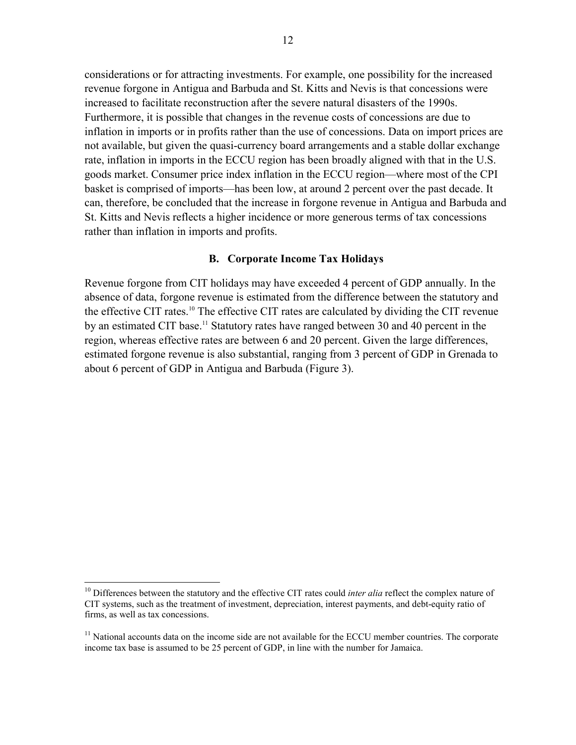considerations or for attracting investments. For example, one possibility for the increased revenue forgone in Antigua and Barbuda and St. Kitts and Nevis is that concessions were increased to facilitate reconstruction after the severe natural disasters of the 1990s. Furthermore, it is possible that changes in the revenue costs of concessions are due to inflation in imports or in profits rather than the use of concessions. Data on import prices are not available, but given the quasi-currency board arrangements and a stable dollar exchange rate, inflation in imports in the ECCU region has been broadly aligned with that in the U.S. goods market. Consumer price index inflation in the ECCU region—where most of the CPI basket is comprised of imports—has been low, at around 2 percent over the past decade. It can, therefore, be concluded that the increase in forgone revenue in Antigua and Barbuda and St. Kitts and Nevis reflects a higher incidence or more generous terms of tax concessions rather than inflation in imports and profits.

### B. Corporate Income Tax Holidays

Revenue forgone from CIT holidays may have exceeded 4 percent of GDP annually. In the absence of data, forgone revenue is estimated from the difference between the statutory and the effective CIT rates.[10] The effective CIT rates are calculated by dividing the CIT revenue by an estimated CIT base.[11] Statutory rates have ranged between 30 and 40 percent in the region, whereas effective rates are between 6 and 20 percent. Given the large differences, estimated forgone revenue is also substantial, ranging from 3 percent of GDP in Grenada to about 6 percent of GDP in Antigua and Barbuda (Figure 3).

---

[10] Differences between the statutory and the effective CIT rates could *inter alia* reflect the complex nature of CIT systems, such as the treatment of investment, depreciation, interest payments, and debt-equity ratio of firms, as well as tax concessions.

[11] National accounts data on the income side are not available for the ECCU member countries. The corporate income tax base is assumed to be 25 percent of GDP, in line with the number for Jamaica.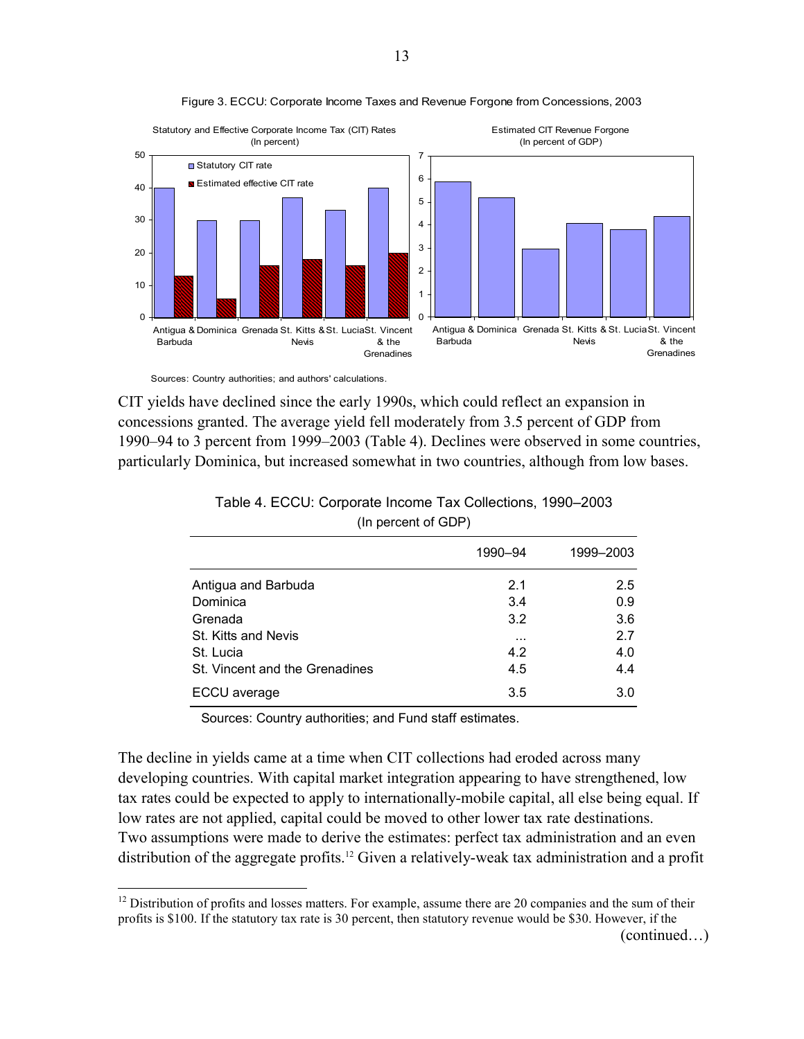Figure 3. ECCU: Corporate Income Taxes and Revenue Forgone from Concessions, 2003

Sources: Country authorities; and authors' calculations.

CIT yields have declined since the early 1990s, which could reflect an expansion in concessions granted. The average yield fell moderately from 3.5 percent of GDP from 1990–94 to 3 percent from 1999–2003 (Table 4). Declines were observed in some countries, particularly Dominica, but increased somewhat in two countries, although from low bases.

Table 4. ECCU: Corporate Income Tax Collections, 1990–2003
(In percent of GDP)

| | 1990–94 | 1999–2003 |
|---|---|---|
| Antigua and Barbuda | 2.1 | 2.5 |
| Dominica | 3.4 | 0.9 |
| Grenada | 3.2 | 3.6 |
| St. Kitts and Nevis | … | 2.7 |
| St. Lucia | 4.2 | 4.0 |
| St. Vincent and the Grenadines | 4.5 | 4.4 |
| ECCU average | 3.5 | 3.0 |

Sources: Country authorities; and Fund staff estimates.

The decline in yields came at a time when CIT collections had eroded across many developing countries. With capital market integration appearing to have strengthened, low tax rates could be expected to apply to internationally-mobile capital, all else being equal. If low rates are not applied, capital could be moved to other lower tax rate destinations. Two assumptions were made to derive the estimates: perfect tax administration and an even distribution of the aggregate profits.[12] Given a relatively-weak tax administration and a profit

[12] Distribution of profits and losses matters. For example, assume there are 20 companies and the sum of their profits is $100. If the statutory tax rate is 30 percent, then statutory revenue would be $30. However, if the (continued…)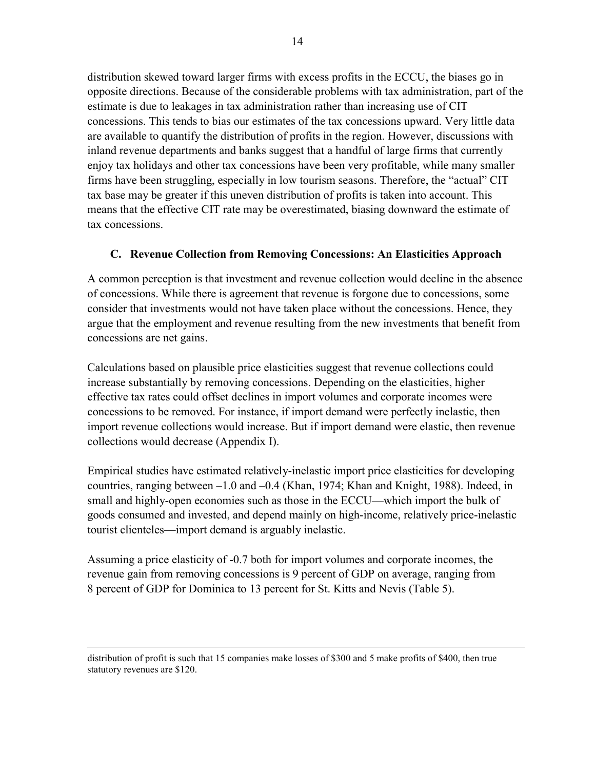distribution skewed toward larger firms with excess profits in the ECCU, the biases go in opposite directions. Because of the considerable problems with tax administration, part of the estimate is due to leakages in tax administration rather than increasing use of CIT concessions. This tends to bias our estimates of the tax concessions upward. Very little data are available to quantify the distribution of profits in the region. However, discussions with inland revenue departments and banks suggest that a handful of large firms that currently enjoy tax holidays and other tax concessions have been very profitable, while many smaller firms have been struggling, especially in low tourism seasons. Therefore, the "actual" CIT tax base may be greater if this uneven distribution of profits is taken into account. This means that the effective CIT rate may be overestimated, biasing downward the estimate of tax concessions.

### C. Revenue Collection from Removing Concessions: An Elasticities Approach

A common perception is that investment and revenue collection would decline in the absence of concessions. While there is agreement that revenue is forgone due to concessions, some consider that investments would not have taken place without the concessions. Hence, they argue that the employment and revenue resulting from the new investments that benefit from concessions are net gains.

Calculations based on plausible price elasticities suggest that revenue collections could increase substantially by removing concessions. Depending on the elasticities, higher effective tax rates could offset declines in import volumes and corporate incomes were concessions to be removed. For instance, if import demand were perfectly inelastic, then import revenue collections would increase. But if import demand were elastic, then revenue collections would decrease (Appendix I).

Empirical studies have estimated relatively-inelastic import price elasticities for developing countries, ranging between –1.0 and –0.4 (Khan, 1974; Khan and Knight, 1988). Indeed, in small and highly-open economies such as those in the ECCU—which import the bulk of goods consumed and invested, and depend mainly on high-income, relatively price-inelastic tourist clienteles—import demand is arguably inelastic.

Assuming a price elasticity of -0.7 both for import volumes and corporate incomes, the revenue gain from removing concessions is 9 percent of GDP on average, ranging from 8 percent of GDP for Dominica to 13 percent for St. Kitts and Nevis (Table 5).

---

distribution of profit is such that 15 companies make losses of $300 and 5 make profits of $400, then true statutory revenues are $120.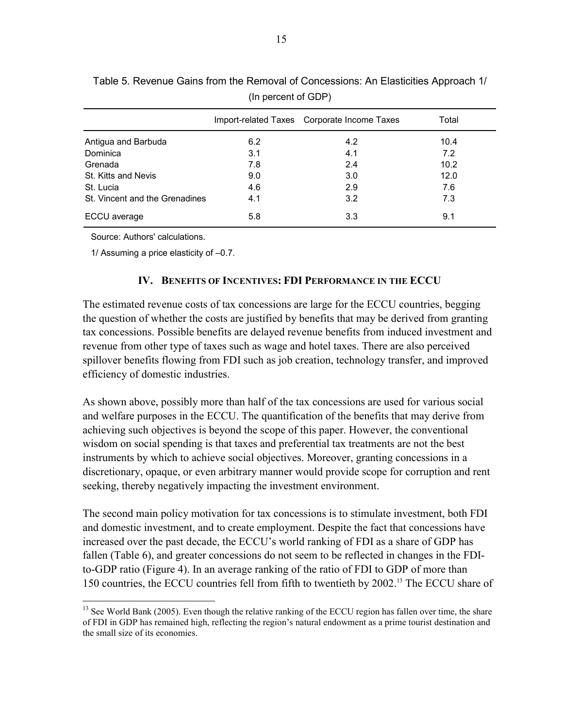Table 5. Revenue Gains from the Removal of Concessions: An Elasticities Approach 1/
(In percent of GDP)

| | Import-related Taxes | Corporate Income Taxes | Total |
|---|---|---|---|
| Antigua and Barbuda | 6.2 | 4.2 | 10.4 |
| Dominica | 3.1 | 4.1 | 7.2 |
| Grenada | 7.8 | 2.4 | 10.2 |
| St. Kitts and Nevis | 9.0 | 3.0 | 12.0 |
| St. Lucia | 4.6 | 2.9 | 7.6 |
| St. Vincent and the Grenadines | 4.1 | 3.2 | 7.3 |
| ECCU average | 5.8 | 3.3 | 9.1 |

Source: Authors' calculations.

1/ Assuming a price elasticity of –0.7.

## IV. Benefits of Incentives: FDI Performance in the ECCU

The estimated revenue costs of tax concessions are large for the ECCU countries, begging the question of whether the costs are justified by benefits that may be derived from granting tax concessions. Possible benefits are delayed revenue benefits from induced investment and revenue from other type of taxes such as wage and hotel taxes. There are also perceived spillover benefits flowing from FDI such as job creation, technology transfer, and improved efficiency of domestic industries.

As shown above, possibly more than half of the tax concessions are used for various social and welfare purposes in the ECCU. The quantification of the benefits that may derive from achieving such objectives is beyond the scope of this paper. However, the conventional wisdom on social spending is that taxes and preferential tax treatments are not the best instruments by which to achieve social objectives. Moreover, granting concessions in a discretionary, opaque, or even arbitrary manner would provide scope for corruption and rent seeking, thereby negatively impacting the investment environment.

The second main policy motivation for tax concessions is to stimulate investment, both FDI and domestic investment, and to create employment. Despite the fact that concessions have increased over the past decade, the ECCU's world ranking of FDI as a share of GDP has fallen (Table 6), and greater concessions do not seem to be reflected in changes in the FDI-to-GDP ratio (Figure 4). In an average ranking of the ratio of FDI to GDP of more than 150 countries, the ECCU countries fell from fifth to twentieth by 2002.[13] The ECCU share of

[13] See World Bank (2005). Even though the relative ranking of the ECCU region has fallen over time, the share of FDI in GDP has remained high, reflecting the region's natural endowment as a prime tourist destination and the small size of its economies.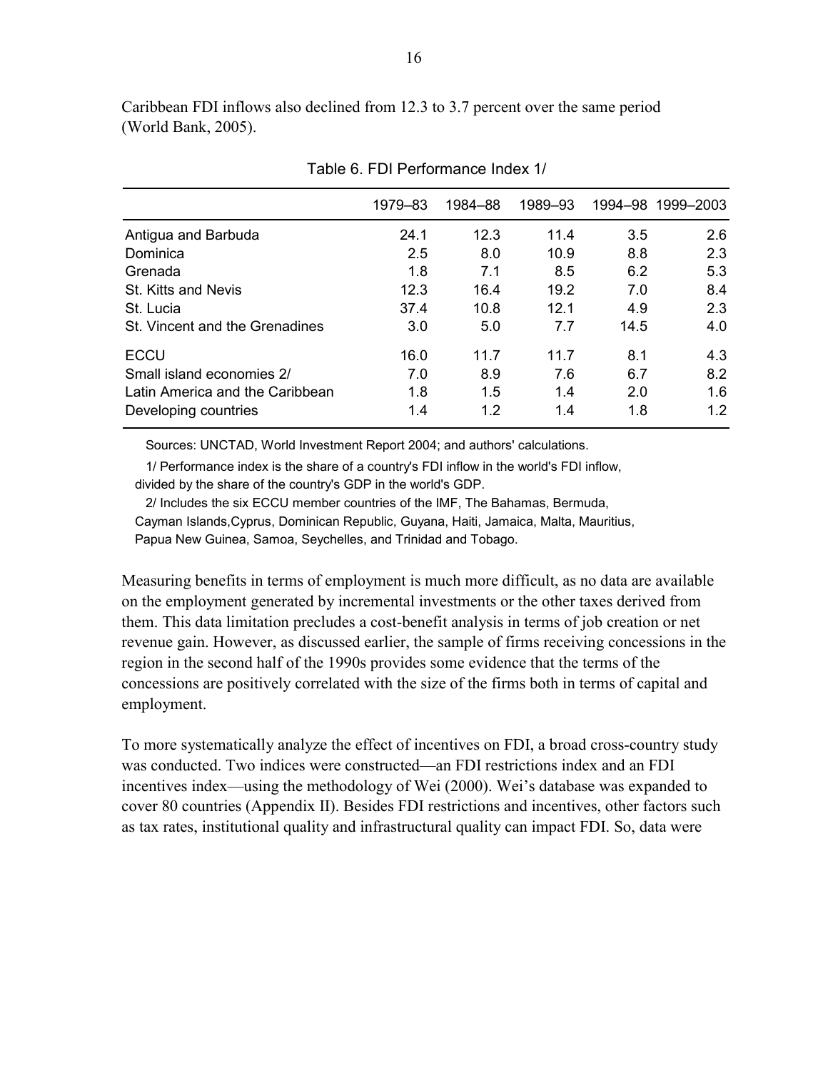Caribbean FDI inflows also declined from 12.3 to 3.7 percent over the same period (World Bank, 2005).

Table 6. FDI Performance Index 1/

| | 1979–83 | 1984–88 | 1989–93 | 1994–98 | 1999–2003 |
|---|---|---|---|---|---|
| Antigua and Barbuda | 24.1 | 12.3 | 11.4 | 3.5 | 2.6 |
| Dominica | 2.5 | 8.0 | 10.9 | 8.8 | 2.3 |
| Grenada | 1.8 | 7.1 | 8.5 | 6.2 | 5.3 |
| St. Kitts and Nevis | 12.3 | 16.4 | 19.2 | 7.0 | 8.4 |
| St. Lucia | 37.4 | 10.8 | 12.1 | 4.9 | 2.3 |
| St. Vincent and the Grenadines | 3.0 | 5.0 | 7.7 | 14.5 | 4.0 |
| ECCU | 16.0 | 11.7 | 11.7 | 8.1 | 4.3 |
| Small island economies 2/ | 7.0 | 8.9 | 7.6 | 6.7 | 8.2 |
| Latin America and the Caribbean | 1.8 | 1.5 | 1.4 | 2.0 | 1.6 |
| Developing countries | 1.4 | 1.2 | 1.4 | 1.8 | 1.2 |

Sources: UNCTAD, World Investment Report 2004; and authors' calculations.

1/ Performance index is the share of a country's FDI inflow in the world's FDI inflow, divided by the share of the country's GDP in the world's GDP.

2/ Includes the six ECCU member countries of the IMF, The Bahamas, Bermuda, Cayman Islands,Cyprus, Dominican Republic, Guyana, Haiti, Jamaica, Malta, Mauritius, Papua New Guinea, Samoa, Seychelles, and Trinidad and Tobago.

Measuring benefits in terms of employment is much more difficult, as no data are available on the employment generated by incremental investments or the other taxes derived from them. This data limitation precludes a cost-benefit analysis in terms of job creation or net revenue gain. However, as discussed earlier, the sample of firms receiving concessions in the region in the second half of the 1990s provides some evidence that the terms of the concessions are positively correlated with the size of the firms both in terms of capital and employment.

To more systematically analyze the effect of incentives on FDI, a broad cross-country study was conducted. Two indices were constructed—an FDI restrictions index and an FDI incentives index—using the methodology of Wei (2000). Wei's database was expanded to cover 80 countries (Appendix II). Besides FDI restrictions and incentives, other factors such as tax rates, institutional quality and infrastructural quality can impact FDI. So, data were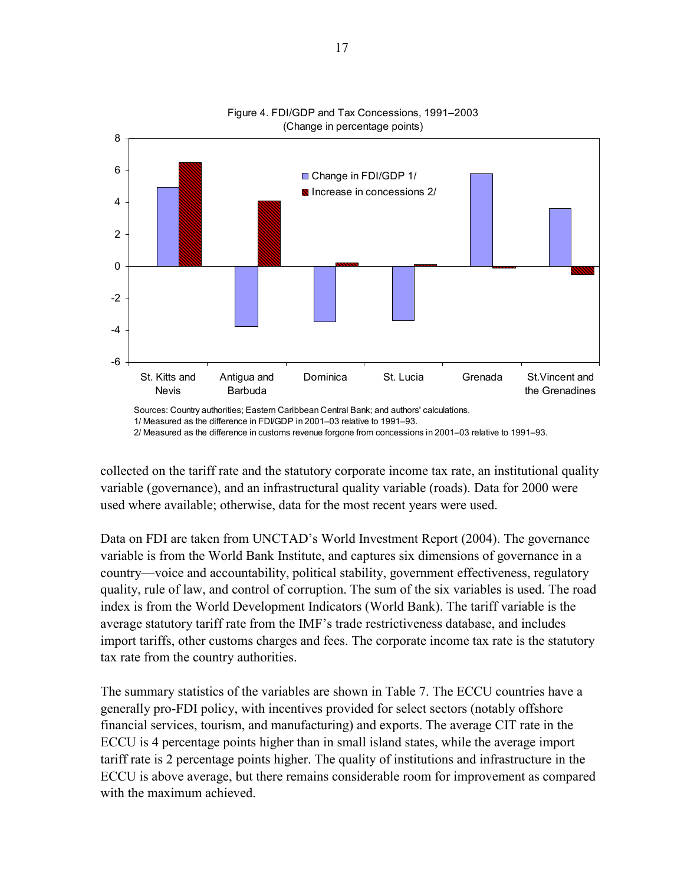Figure 4. FDI/GDP and Tax Concessions, 1991–2003
(Change in percentage points)

Sources: Country authorities; Eastern Caribbean Central Bank; and authors' calculations.
1/ Measured as the difference in FDI/GDP in 2001–03 relative to 1991–93.
2/ Measured as the difference in customs revenue forgone from concessions in 2001–03 relative to 1991–93.

collected on the tariff rate and the statutory corporate income tax rate, an institutional quality variable (governance), and an infrastructural quality variable (roads). Data for 2000 were used where available; otherwise, data for the most recent years were used.

Data on FDI are taken from UNCTAD's World Investment Report (2004). The governance variable is from the World Bank Institute, and captures six dimensions of governance in a country—voice and accountability, political stability, government effectiveness, regulatory quality, rule of law, and control of corruption. The sum of the six variables is used. The road index is from the World Development Indicators (World Bank). The tariff variable is the average statutory tariff rate from the IMF's trade restrictiveness database, and includes import tariffs, other customs charges and fees. The corporate income tax rate is the statutory tax rate from the country authorities.

The summary statistics of the variables are shown in Table 7. The ECCU countries have a generally pro-FDI policy, with incentives provided for select sectors (notably offshore financial services, tourism, and manufacturing) and exports. The average CIT rate in the ECCU is 4 percentage points higher than in small island states, while the average import tariff rate is 2 percentage points higher. The quality of institutions and infrastructure in the ECCU is above average, but there remains considerable room for improvement as compared with the maximum achieved.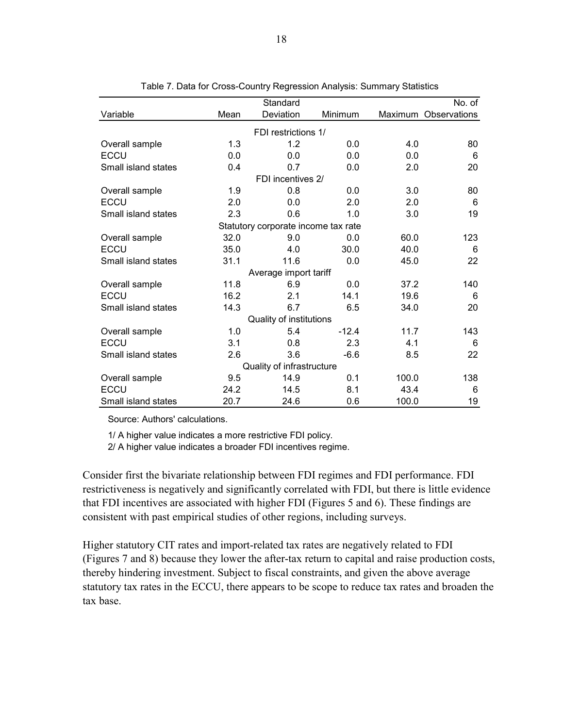Table 7. Data for Cross-Country Regression Analysis: Summary Statistics

| Variable | Mean | Standard Deviation | Minimum | Maximum | No. of Observations |
|---|---|---|---|---|---|
| | | FDI restrictions 1/ | | | |
| Overall sample | 1.3 | 1.2 | 0.0 | 4.0 | 80 |
| ECCU | 0.0 | 0.0 | 0.0 | 0.0 | 6 |
| Small island states | 0.4 | 0.7 | 0.0 | 2.0 | 20 |
| | | FDI incentives 2/ | | | |
| Overall sample | 1.9 | 0.8 | 0.0 | 3.0 | 80 |
| ECCU | 2.0 | 0.0 | 2.0 | 2.0 | 6 |
| Small island states | 2.3 | 0.6 | 1.0 | 3.0 | 19 |
| | | Statutory corporate income tax rate | | | |
| Overall sample | 32.0 | 9.0 | 0.0 | 60.0 | 123 |
| ECCU | 35.0 | 4.0 | 30.0 | 40.0 | 6 |
| Small island states | 31.1 | 11.6 | 0.0 | 45.0 | 22 |
| | | Average import tariff | | | |
| Overall sample | 11.8 | 6.9 | 0.0 | 37.2 | 140 |
| ECCU | 16.2 | 2.1 | 14.1 | 19.6 | 6 |
| Small island states | 14.3 | 6.7 | 6.5 | 34.0 | 20 |
| | | Quality of institutions | | | |
| Overall sample | 1.0 | 5.4 | -12.4 | 11.7 | 143 |
| ECCU | 3.1 | 0.8 | 2.3 | 4.1 | 6 |
| Small island states | 2.6 | 3.6 | -6.6 | 8.5 | 22 |
| | | Quality of infrastructure | | | |
| Overall sample | 9.5 | 14.9 | 0.1 | 100.0 | 138 |
| ECCU | 24.2 | 14.5 | 8.1 | 43.4 | 6 |
| Small island states | 20.7 | 24.6 | 0.6 | 100.0 | 19 |

Source: Authors' calculations.

1/ A higher value indicates a more restrictive FDI policy.

2/ A higher value indicates a broader FDI incentives regime.

Consider first the bivariate relationship between FDI regimes and FDI performance. FDI restrictiveness is negatively and significantly correlated with FDI, but there is little evidence that FDI incentives are associated with higher FDI (Figures 5 and 6). These findings are consistent with past empirical studies of other regions, including surveys.

Higher statutory CIT rates and import-related tax rates are negatively related to FDI (Figures 7 and 8) because they lower the after-tax return to capital and raise production costs, thereby hindering investment. Subject to fiscal constraints, and given the above average statutory tax rates in the ECCU, there appears to be scope to reduce tax rates and broaden the tax base.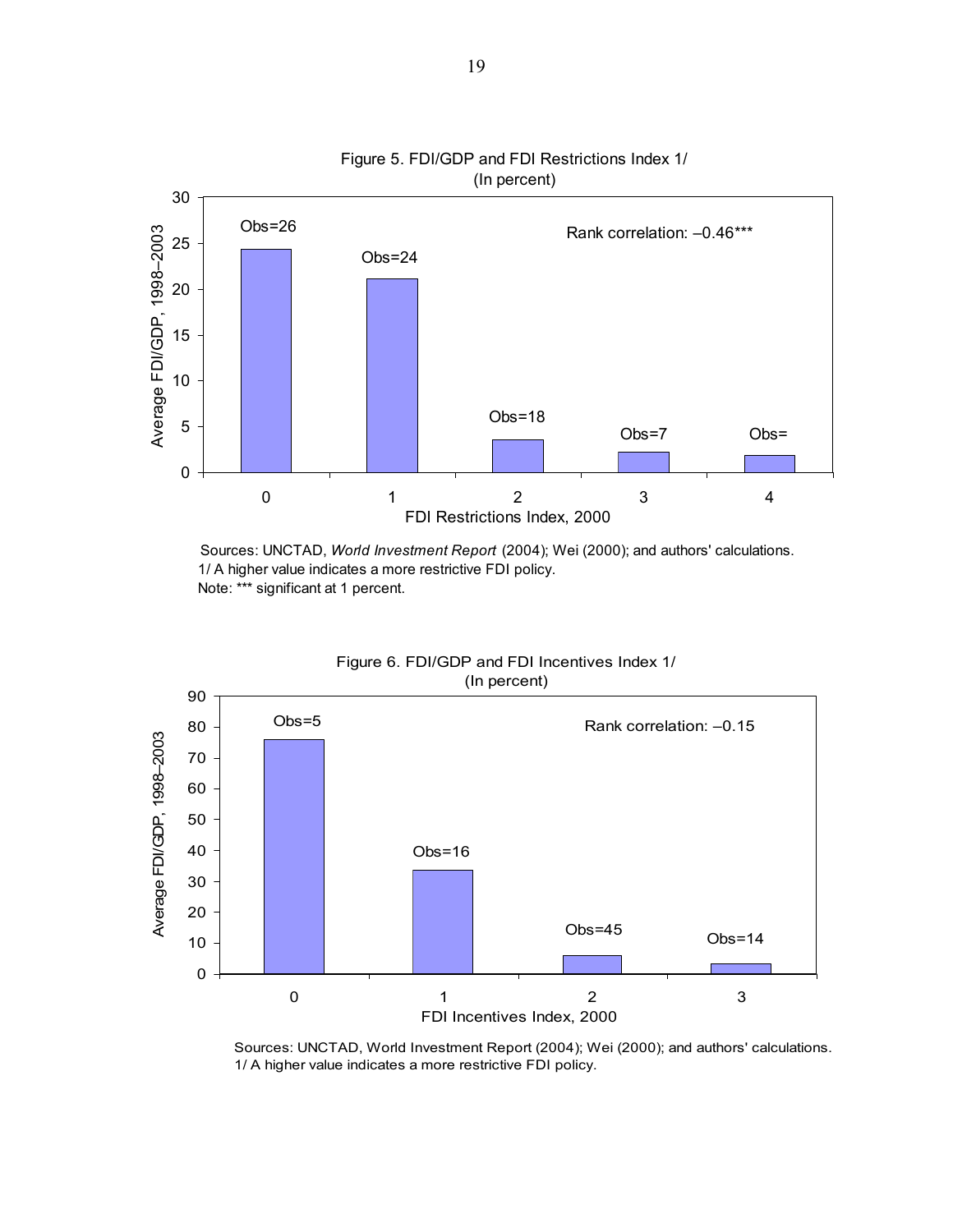Figure 5. FDI/GDP and FDI Restrictions Index 1/
(In percent)

| FDI Restrictions Index, 2000 | 0 | 1 | 2 | 3 | 4 |
|---|---|---|---|---|---|
| Obs | 26 | 24 | 18 | 7 | |

Rank correlation: –0.46***

Sources: UNCTAD, *World Investment Report* (2004); Wei (2000); and authors' calculations.
1/ A higher value indicates a more restrictive FDI policy.
Note: *** significant at 1 percent.

Figure 6. FDI/GDP and FDI Incentives Index 1/
(In percent)

| FDI Incentives Index, 2000 | 0 | 1 | 2 | 3 |
|---|---|---|---|---|
| Obs | 5 | 16 | 45 | 14 |

Rank correlation: –0.15

Sources: UNCTAD, World Investment Report (2004); Wei (2000); and authors' calculations.
1/ A higher value indicates a more restrictive FDI policy.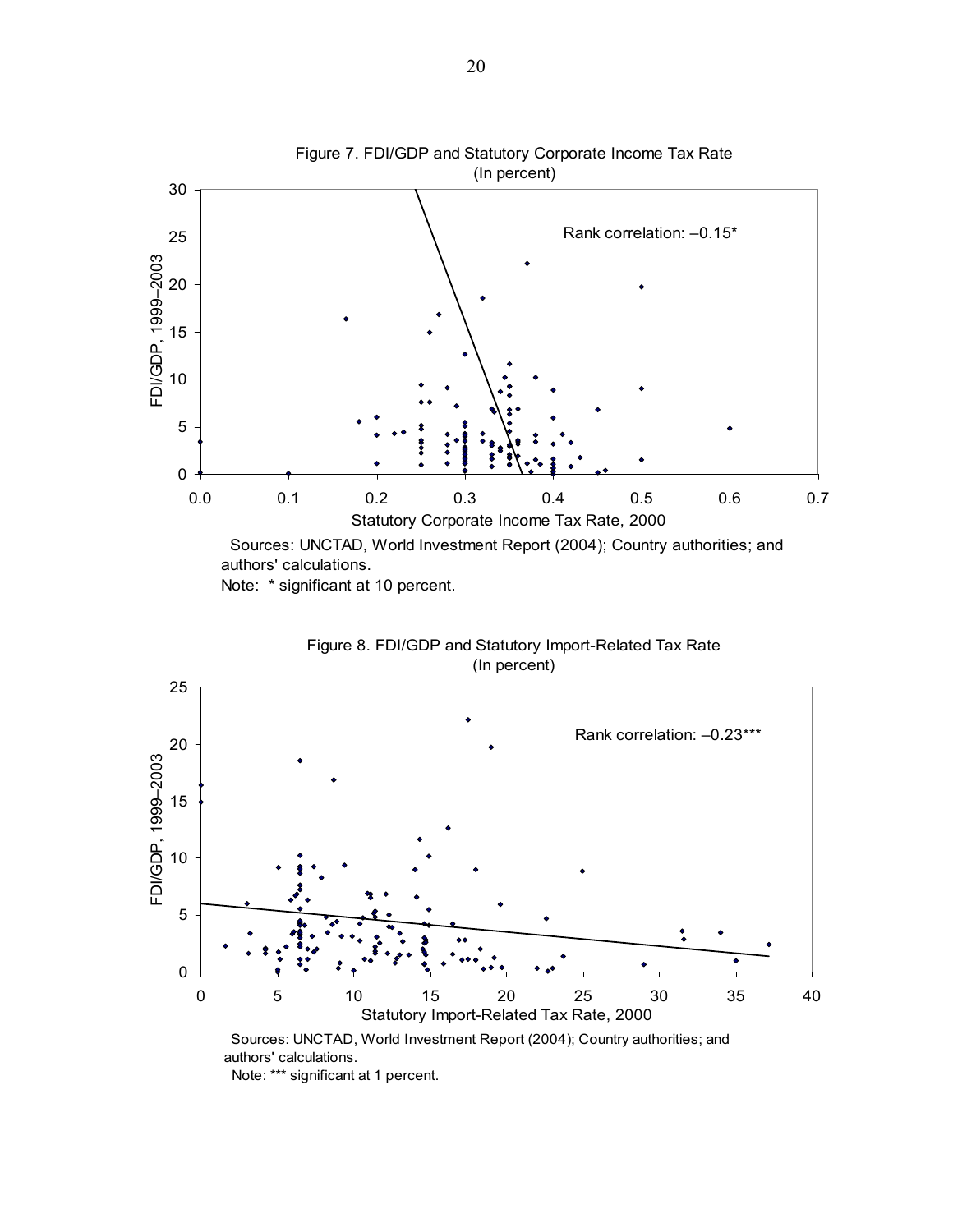Figure 7. FDI/GDP and Statutory Corporate Income Tax Rate
(In percent)

Sources: UNCTAD, World Investment Report (2004); Country authorities; and authors' calculations.
Note: * significant at 10 percent.

Figure 8. FDI/GDP and Statutory Import-Related Tax Rate
(In percent)

Sources: UNCTAD, World Investment Report (2004); Country authorities; and authors' calculations.
Note: *** significant at 1 percent.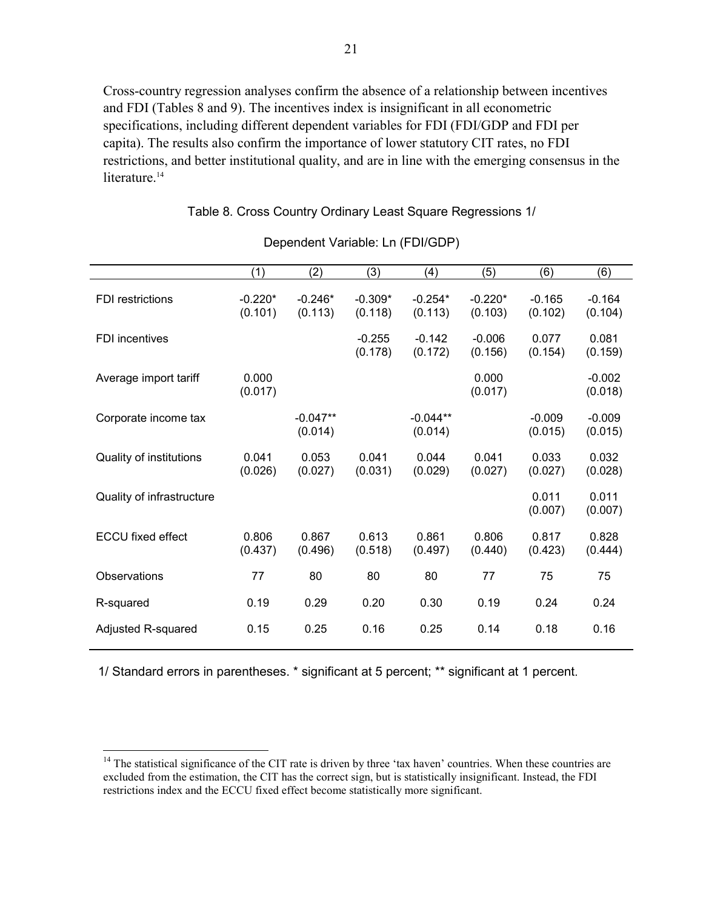Cross-country regression analyses confirm the absence of a relationship between incentives and FDI (Tables 8 and 9). The incentives index is insignificant in all econometric specifications, including different dependent variables for FDI (FDI/GDP and FDI per capita). The results also confirm the importance of lower statutory CIT rates, no FDI restrictions, and better institutional quality, and are in line with the emerging consensus in the literature.[14]

Table 8. Cross Country Ordinary Least Square Regressions 1/

Dependent Variable: Ln (FDI/GDP)

| | (1) | (2) | (3) | (4) | (5) | (6) | (6) |
|---|---|---|---|---|---|---|---|
| FDI restrictions | -0.220* (0.101) | -0.246* (0.113) | -0.309* (0.118) | -0.254* (0.113) | -0.220* (0.103) | -0.165 (0.102) | -0.164 (0.104) |
| FDI incentives | | | -0.255 (0.178) | -0.142 (0.172) | -0.006 (0.156) | 0.077 (0.154) | 0.081 (0.159) |
| Average import tariff | 0.000 (0.017) | | | | 0.000 (0.017) | | -0.002 (0.018) |
| Corporate income tax | | -0.047** (0.014) | | -0.044** (0.014) | | -0.009 (0.015) | -0.009 (0.015) |
| Quality of institutions | 0.041 (0.026) | 0.053 (0.027) | 0.041 (0.031) | 0.044 (0.029) | 0.041 (0.027) | 0.033 (0.027) | 0.032 (0.028) |
| Quality of infrastructure | | | | | | 0.011 (0.007) | 0.011 (0.007) |
| ECCU fixed effect | 0.806 (0.437) | 0.867 (0.496) | 0.613 (0.518) | 0.861 (0.497) | 0.806 (0.440) | 0.817 (0.423) | 0.828 (0.444) |
| Observations | 77 | 80 | 80 | 80 | 77 | 75 | 75 |
| R-squared | 0.19 | 0.29 | 0.20 | 0.30 | 0.19 | 0.24 | 0.24 |
| Adjusted R-squared | 0.15 | 0.25 | 0.16 | 0.25 | 0.14 | 0.18 | 0.16 |

1/ Standard errors in parentheses. * significant at 5 percent; ** significant at 1 percent.

[14] The statistical significance of the CIT rate is driven by three 'tax haven' countries. When these countries are excluded from the estimation, the CIT has the correct sign, but is statistically insignificant. Instead, the FDI restrictions index and the ECCU fixed effect become statistically more significant.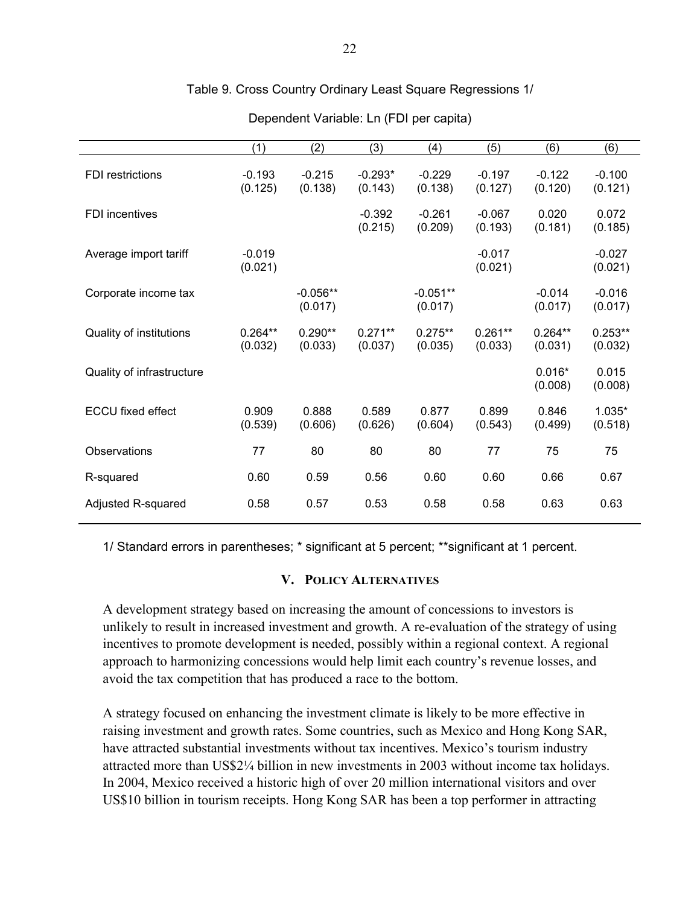Table 9. Cross Country Ordinary Least Square Regressions 1/

Dependent Variable: Ln (FDI per capita)

| | (1) | (2) | (3) | (4) | (5) | (6) | (6) |
|---|---|---|---|---|---|---|---|
| FDI restrictions | -0.193<br>(0.125) | -0.215<br>(0.138) | -0.293*<br>(0.143) | -0.229<br>(0.138) | -0.197<br>(0.127) | -0.122<br>(0.120) | -0.100<br>(0.121) |
| FDI incentives | | | -0.392<br>(0.215) | -0.261<br>(0.209) | -0.067<br>(0.193) | 0.020<br>(0.181) | 0.072<br>(0.185) |
| Average import tariff | -0.019<br>(0.021) | | | | -0.017<br>(0.021) | | -0.027<br>(0.021) |
| Corporate income tax | | -0.056**<br>(0.017) | | -0.051**<br>(0.017) | | -0.014<br>(0.017) | -0.016<br>(0.017) |
| Quality of institutions | 0.264**<br>(0.032) | 0.290**<br>(0.033) | 0.271**<br>(0.037) | 0.275**<br>(0.035) | 0.261**<br>(0.033) | 0.264**<br>(0.031) | 0.253**<br>(0.032) |
| Quality of infrastructure | | | | | | 0.016*<br>(0.008) | 0.015<br>(0.008) |
| ECCU fixed effect | 0.909<br>(0.539) | 0.888<br>(0.606) | 0.589<br>(0.626) | 0.877<br>(0.604) | 0.899<br>(0.543) | 0.846<br>(0.499) | 1.035*<br>(0.518) |
| Observations | 77 | 80 | 80 | 80 | 77 | 75 | 75 |
| R-squared | 0.60 | 0.59 | 0.56 | 0.60 | 0.60 | 0.66 | 0.67 |
| Adjusted R-squared | 0.58 | 0.57 | 0.53 | 0.58 | 0.58 | 0.63 | 0.63 |

1/ Standard errors in parentheses; * significant at 5 percent; **significant at 1 percent.

## V. Policy Alternatives

A development strategy based on increasing the amount of concessions to investors is unlikely to result in increased investment and growth. A re-evaluation of the strategy of using incentives to promote development is needed, possibly within a regional context. A regional approach to harmonizing concessions would help limit each country's revenue losses, and avoid the tax competition that has produced a race to the bottom.

A strategy focused on enhancing the investment climate is likely to be more effective in raising investment and growth rates. Some countries, such as Mexico and Hong Kong SAR, have attracted substantial investments without tax incentives. Mexico's tourism industry attracted more than US$2¼ billion in new investments in 2003 without income tax holidays. In 2004, Mexico received a historic high of over 20 million international visitors and over US$10 billion in tourism receipts. Hong Kong SAR has been a top performer in attracting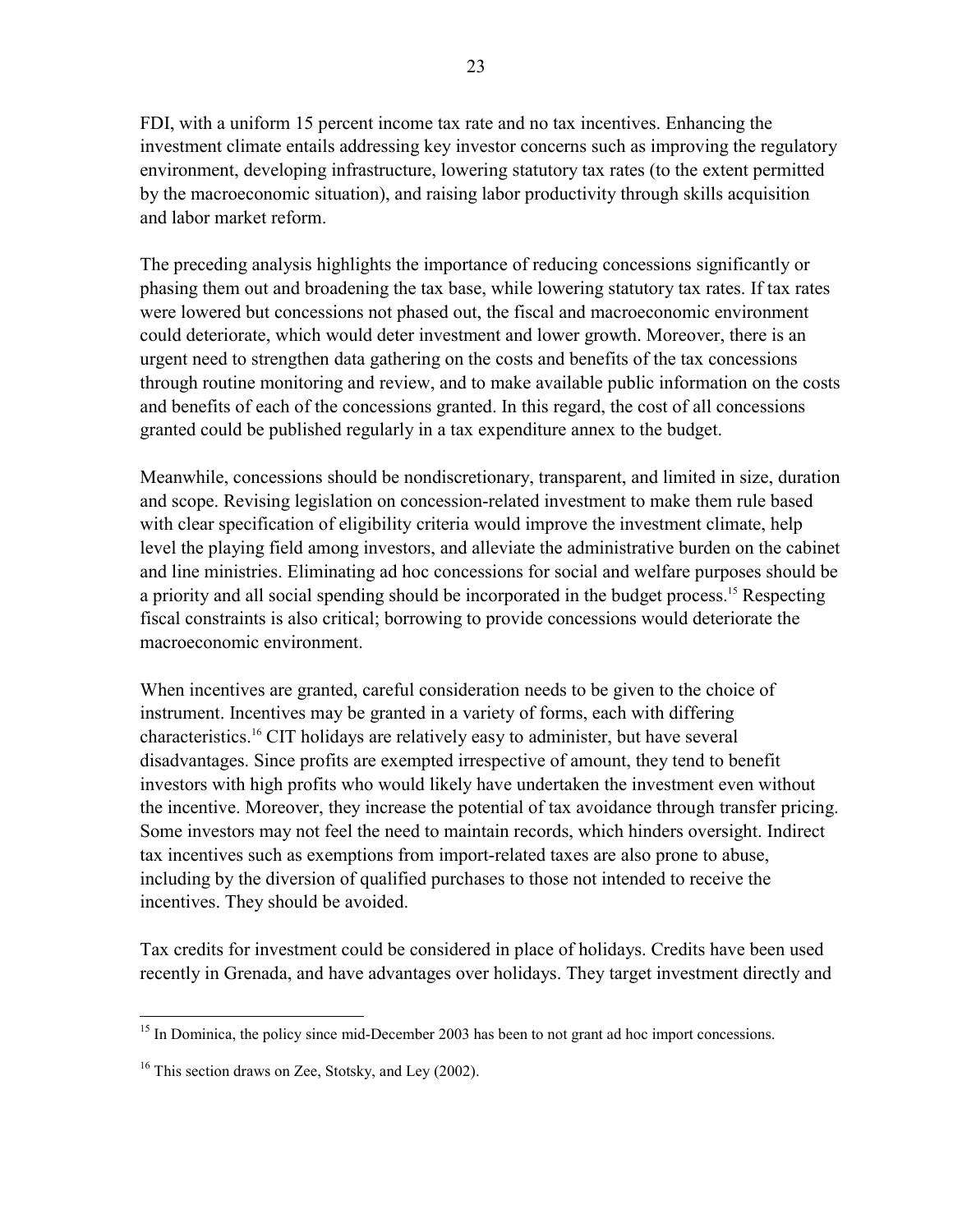FDI, with a uniform 15 percent income tax rate and no tax incentives. Enhancing the investment climate entails addressing key investor concerns such as improving the regulatory environment, developing infrastructure, lowering statutory tax rates (to the extent permitted by the macroeconomic situation), and raising labor productivity through skills acquisition and labor market reform.

The preceding analysis highlights the importance of reducing concessions significantly or phasing them out and broadening the tax base, while lowering statutory tax rates. If tax rates were lowered but concessions not phased out, the fiscal and macroeconomic environment could deteriorate, which would deter investment and lower growth. Moreover, there is an urgent need to strengthen data gathering on the costs and benefits of the tax concessions through routine monitoring and review, and to make available public information on the costs and benefits of each of the concessions granted. In this regard, the cost of all concessions granted could be published regularly in a tax expenditure annex to the budget.

Meanwhile, concessions should be nondiscretionary, transparent, and limited in size, duration and scope. Revising legislation on concession-related investment to make them rule based with clear specification of eligibility criteria would improve the investment climate, help level the playing field among investors, and alleviate the administrative burden on the cabinet and line ministries. Eliminating ad hoc concessions for social and welfare purposes should be a priority and all social spending should be incorporated in the budget process.[15] Respecting fiscal constraints is also critical; borrowing to provide concessions would deteriorate the macroeconomic environment.

When incentives are granted, careful consideration needs to be given to the choice of instrument. Incentives may be granted in a variety of forms, each with differing characteristics.[16] CIT holidays are relatively easy to administer, but have several disadvantages. Since profits are exempted irrespective of amount, they tend to benefit investors with high profits who would likely have undertaken the investment even without the incentive. Moreover, they increase the potential of tax avoidance through transfer pricing. Some investors may not feel the need to maintain records, which hinders oversight. Indirect tax incentives such as exemptions from import-related taxes are also prone to abuse, including by the diversion of qualified purchases to those not intended to receive the incentives. They should be avoided.

Tax credits for investment could be considered in place of holidays. Credits have been used recently in Grenada, and have advantages over holidays. They target investment directly and

---

[15] In Dominica, the policy since mid-December 2003 has been to not grant ad hoc import concessions.

[16] This section draws on Zee, Stotsky, and Ley (2002).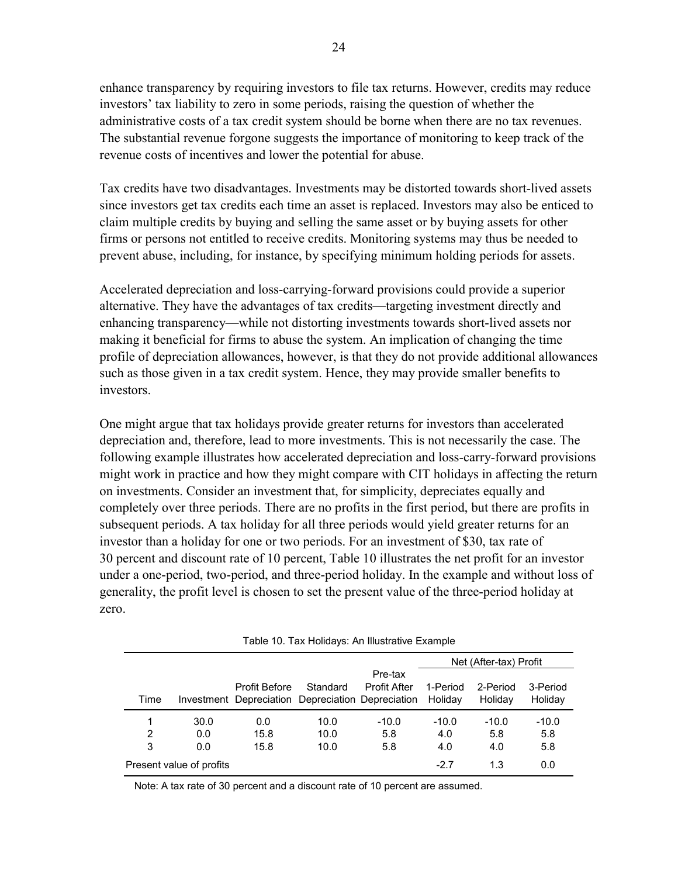enhance transparency by requiring investors to file tax returns. However, credits may reduce investors' tax liability to zero in some periods, raising the question of whether the administrative costs of a tax credit system should be borne when there are no tax revenues. The substantial revenue forgone suggests the importance of monitoring to keep track of the revenue costs of incentives and lower the potential for abuse.

Tax credits have two disadvantages. Investments may be distorted towards short-lived assets since investors get tax credits each time an asset is replaced. Investors may also be enticed to claim multiple credits by buying and selling the same asset or by buying assets for other firms or persons not entitled to receive credits. Monitoring systems may thus be needed to prevent abuse, including, for instance, by specifying minimum holding periods for assets.

Accelerated depreciation and loss-carrying-forward provisions could provide a superior alternative. They have the advantages of tax credits—targeting investment directly and enhancing transparency—while not distorting investments towards short-lived assets nor making it beneficial for firms to abuse the system. An implication of changing the time profile of depreciation allowances, however, is that they do not provide additional allowances such as those given in a tax credit system. Hence, they may provide smaller benefits to investors.

One might argue that tax holidays provide greater returns for investors than accelerated depreciation and, therefore, lead to more investments. This is not necessarily the case. The following example illustrates how accelerated depreciation and loss-carry-forward provisions might work in practice and how they might compare with CIT holidays in affecting the return on investments. Consider an investment that, for simplicity, depreciates equally and completely over three periods. There are no profits in the first period, but there are profits in subsequent periods. A tax holiday for all three periods would yield greater returns for an investor than a holiday for one or two periods. For an investment of \$30, tax rate of 30 percent and discount rate of 10 percent, Table 10 illustrates the net profit for an investor under a one-period, two-period, and three-period holiday. In the example and without loss of generality, the profit level is chosen to set the present value of the three-period holiday at zero.

Table 10. Tax Holidays: An Illustrative Example

| | | | | | Net (After-tax) Profit | | |
|---|---|---|---|---|---|---|---|
| Time | Investment | Profit Before Depreciation | Standard Depreciation | Pre-tax Profit After Depreciation | 1-Period Holiday | 2-Period Holiday | 3-Period Holiday |
| 1 | 30.0 | 0.0 | 10.0 | -10.0 | -10.0 | -10.0 | -10.0 |
| 2 | 0.0 | 15.8 | 10.0 | 5.8 | 4.0 | 5.8 | 5.8 |
| 3 | 0.0 | 15.8 | 10.0 | 5.8 | 4.0 | 4.0 | 5.8 |
| Present value of profits | | | | | -2.7 | 1.3 | 0.0 |

Note: A tax rate of 30 percent and a discount rate of 10 percent are assumed.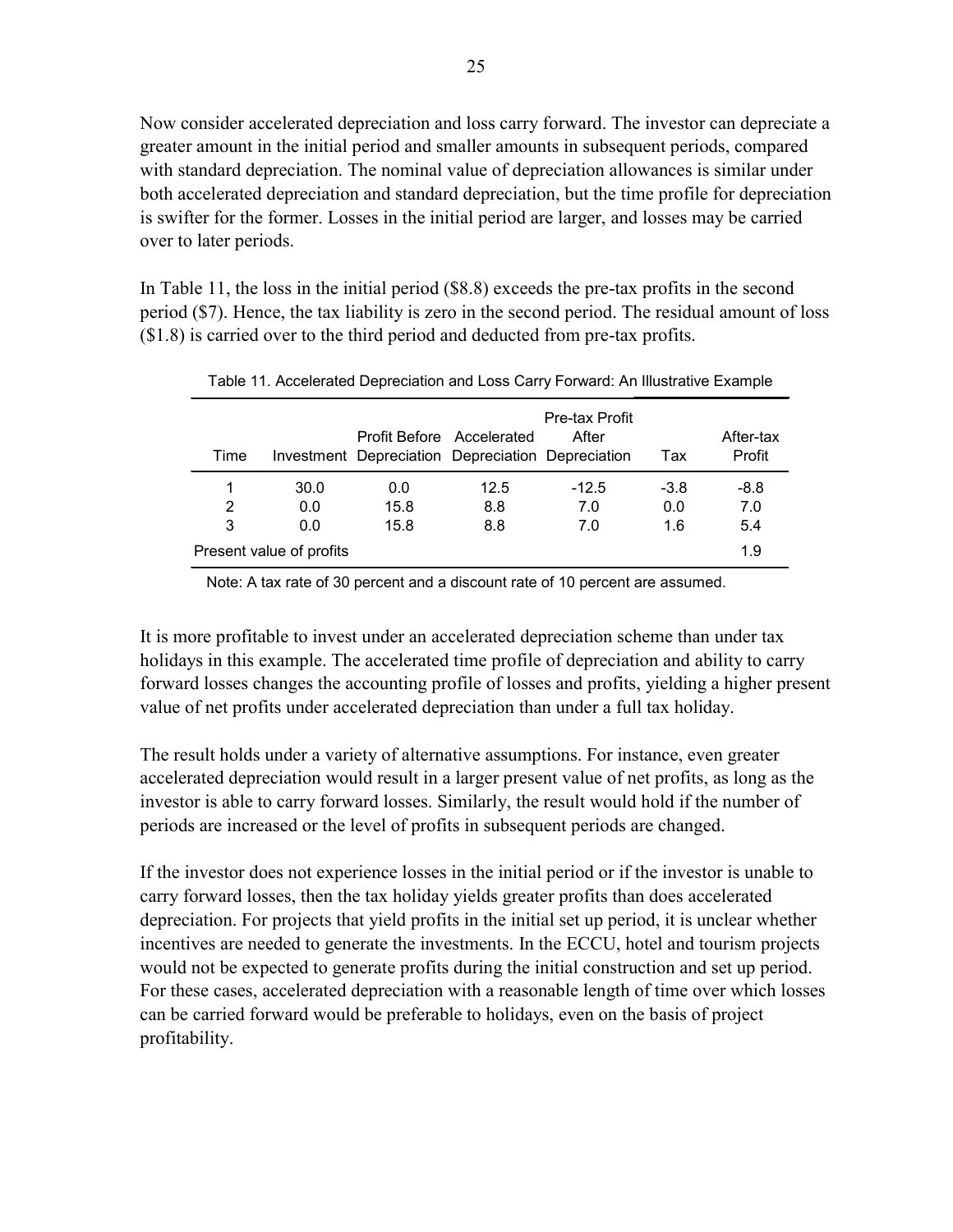Now consider accelerated depreciation and loss carry forward. The investor can depreciate a greater amount in the initial period and smaller amounts in subsequent periods, compared with standard depreciation. The nominal value of depreciation allowances is similar under both accelerated depreciation and standard depreciation, but the time profile for depreciation is swifter for the former. Losses in the initial period are larger, and losses may be carried over to later periods.

In Table 11, the loss in the initial period ($8.8) exceeds the pre-tax profits in the second period ($7). Hence, the tax liability is zero in the second period. The residual amount of loss ($1.8) is carried over to the third period and deducted from pre-tax profits.

Table 11. Accelerated Depreciation and Loss Carry Forward: An Illustrative Example

| Time | Investment | Profit Before Depreciation | Accelerated Depreciation | Pre-tax Profit After Depreciation | Tax | After-tax Profit |
|---|---|---|---|---|---|---|
| 1 | 30.0 | 0.0 | 12.5 | -12.5 | -3.8 | -8.8 |
| 2 | 0.0 | 15.8 | 8.8 | 7.0 | 0.0 | 7.0 |
| 3 | 0.0 | 15.8 | 8.8 | 7.0 | 1.6 | 5.4 |
| Present value of profits | | | | | | 1.9 |

Note: A tax rate of 30 percent and a discount rate of 10 percent are assumed.

It is more profitable to invest under an accelerated depreciation scheme than under tax holidays in this example. The accelerated time profile of depreciation and ability to carry forward losses changes the accounting profile of losses and profits, yielding a higher present value of net profits under accelerated depreciation than under a full tax holiday.

The result holds under a variety of alternative assumptions. For instance, even greater accelerated depreciation would result in a larger present value of net profits, as long as the investor is able to carry forward losses. Similarly, the result would hold if the number of periods are increased or the level of profits in subsequent periods are changed.

If the investor does not experience losses in the initial period or if the investor is unable to carry forward losses, then the tax holiday yields greater profits than does accelerated depreciation. For projects that yield profits in the initial set up period, it is unclear whether incentives are needed to generate the investments. In the ECCU, hotel and tourism projects would not be expected to generate profits during the initial construction and set up period. For these cases, accelerated depreciation with a reasonable length of time over which losses can be carried forward would be preferable to holidays, even on the basis of project profitability.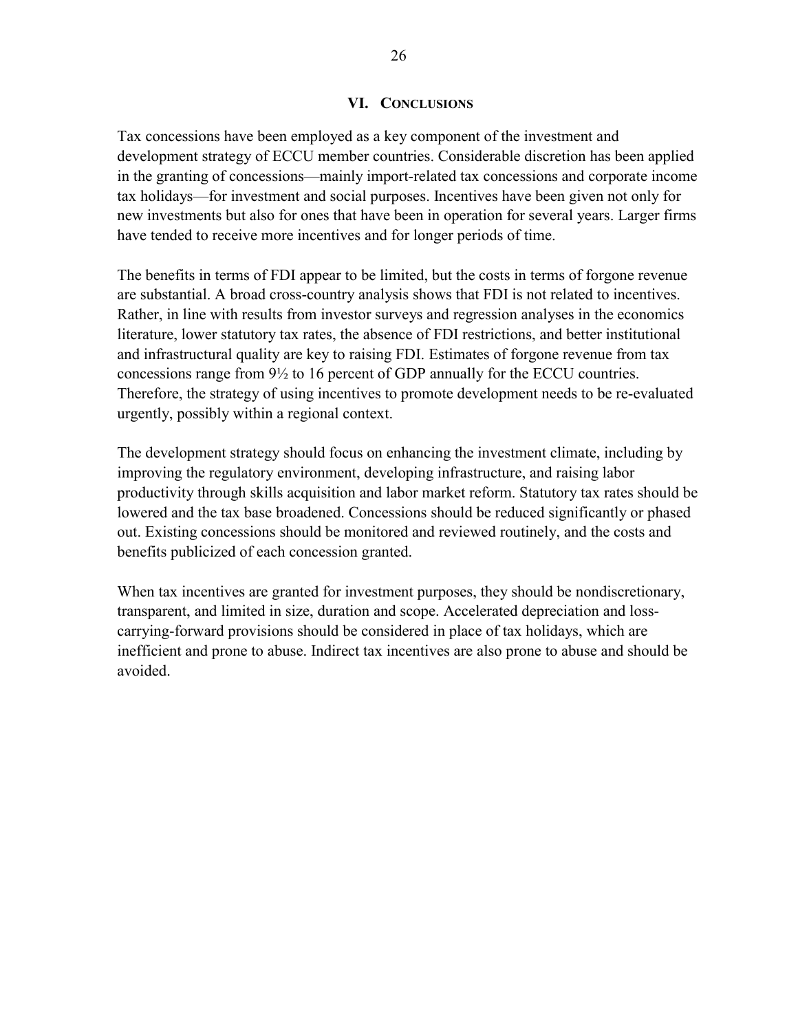## VI. Conclusions

Tax concessions have been employed as a key component of the investment and development strategy of ECCU member countries. Considerable discretion has been applied in the granting of concessions—mainly import-related tax concessions and corporate income tax holidays—for investment and social purposes. Incentives have been given not only for new investments but also for ones that have been in operation for several years. Larger firms have tended to receive more incentives and for longer periods of time.

The benefits in terms of FDI appear to be limited, but the costs in terms of forgone revenue are substantial. A broad cross-country analysis shows that FDI is not related to incentives. Rather, in line with results from investor surveys and regression analyses in the economics literature, lower statutory tax rates, the absence of FDI restrictions, and better institutional and infrastructural quality are key to raising FDI. Estimates of forgone revenue from tax concessions range from 9½ to 16 percent of GDP annually for the ECCU countries. Therefore, the strategy of using incentives to promote development needs to be re-evaluated urgently, possibly within a regional context.

The development strategy should focus on enhancing the investment climate, including by improving the regulatory environment, developing infrastructure, and raising labor productivity through skills acquisition and labor market reform. Statutory tax rates should be lowered and the tax base broadened. Concessions should be reduced significantly or phased out. Existing concessions should be monitored and reviewed routinely, and the costs and benefits publicized of each concession granted.

When tax incentives are granted for investment purposes, they should be nondiscretionary, transparent, and limited in size, duration and scope. Accelerated depreciation and loss-carrying-forward provisions should be considered in place of tax holidays, which are inefficient and prone to abuse. Indirect tax incentives are also prone to abuse and should be avoided.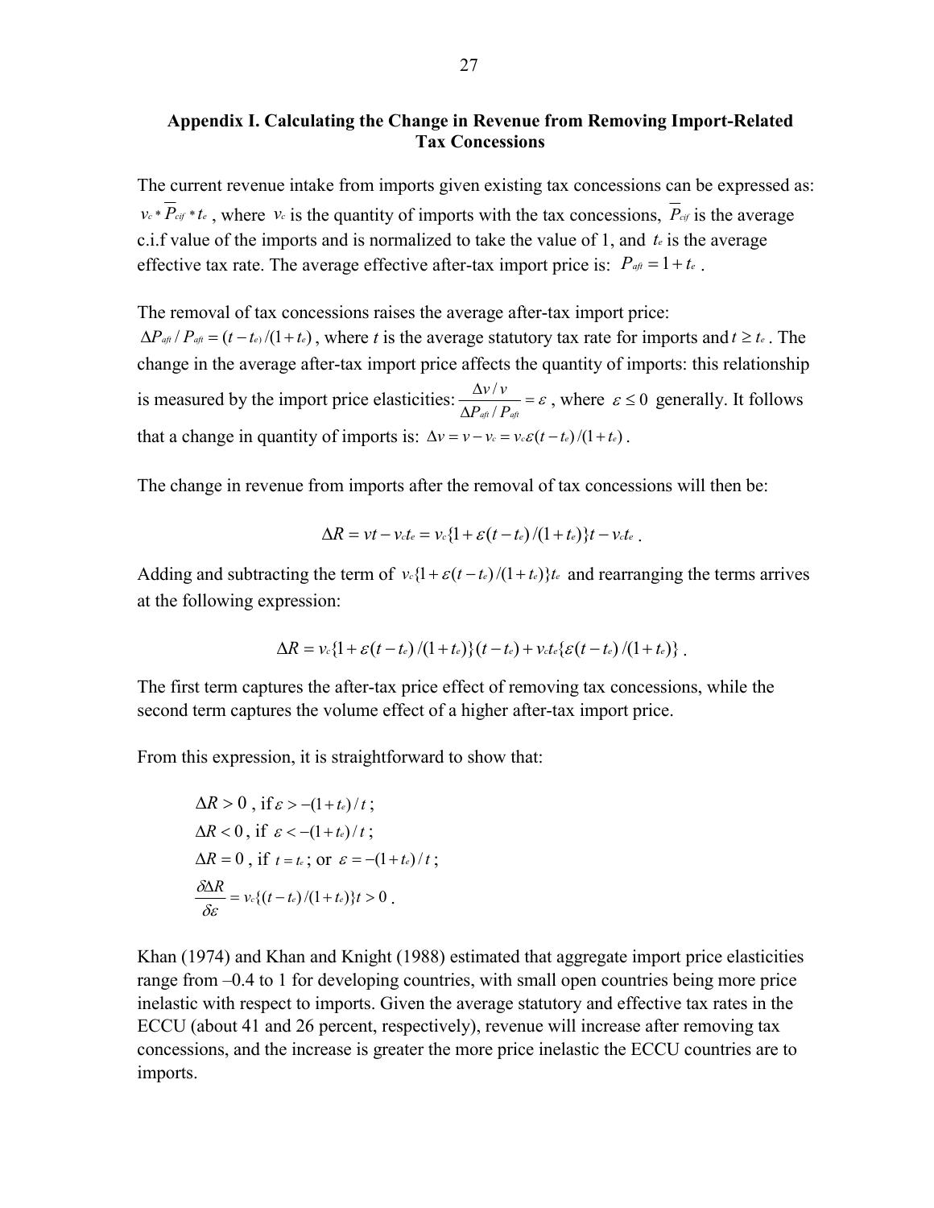## Appendix I. Calculating the Change in Revenue from Removing Import-Related Tax Concessions

The current revenue intake from imports given existing tax concessions can be expressed as: $v_c * \overline{P}_{cif} * t_e$ , where $v_c$ is the quantity of imports with the tax concessions, $\overline{P}_{cif}$ is the average c.i.f value of the imports and is normalized to take the value of 1, and $t_e$ is the average effective tax rate. The average effective after-tax import price is: $P_{aft} = 1 + t_e$ .

The removal of tax concessions raises the average after-tax import price: $\Delta P_{aft} / P_{aft} = (t - t_e)/(1 + t_e)$ , where $t$ is the average statutory tax rate for imports and $t \geq t_e$ . The change in the average after-tax import price affects the quantity of imports: this relationship is measured by the import price elasticities: $\dfrac{\Delta v / v}{\Delta P_{aft} / P_{aft}} = \varepsilon$ , where $\varepsilon \leq 0$ generally. It follows that a change in quantity of imports is: $\Delta v = v - v_c = v_c \varepsilon (t - t_e)/(1 + t_e)$ .

The change in revenue from imports after the removal of tax concessions will then be:

$$\Delta R = vt - v_c t_e = v_c \{1 + \varepsilon (t - t_e)/(1 + t_e)\} t - v_c t_e \, .$$

Adding and subtracting the term of $v_c \{1 + \varepsilon (t - t_e)/(1 + t_e)\} t_e$ and rearranging the terms arrives at the following expression:

$$\Delta R = v_c \{1 + \varepsilon (t - t_e)/(1 + t_e)\}(t - t_e) + v_c t_e \{\varepsilon (t - t_e)/(1 + t_e)\} \, .$$

The first term captures the after-tax price effect of removing tax concessions, while the second term captures the volume effect of a higher after-tax import price.

From this expression, it is straightforward to show that:

$\Delta R > 0$ , if $\varepsilon > -(1 + t_e)/t$ ;

$\Delta R < 0$ , if $\varepsilon < -(1 + t_e)/t$ ;

$\Delta R = 0$ , if $t = t_e$ ; or $\varepsilon = -(1 + t_e)/t$ ;

$\dfrac{\delta \Delta R}{\delta \varepsilon} = v_c \{(t - t_e)/(1 + t_e)\} t > 0$ .

Khan (1974) and Khan and Knight (1988) estimated that aggregate import price elasticities range from –0.4 to 1 for developing countries, with small open countries being more price inelastic with respect to imports. Given the average statutory and effective tax rates in the ECCU (about 41 and 26 percent, respectively), revenue will increase after removing tax concessions, and the increase is greater the more price inelastic the ECCU countries are to imports.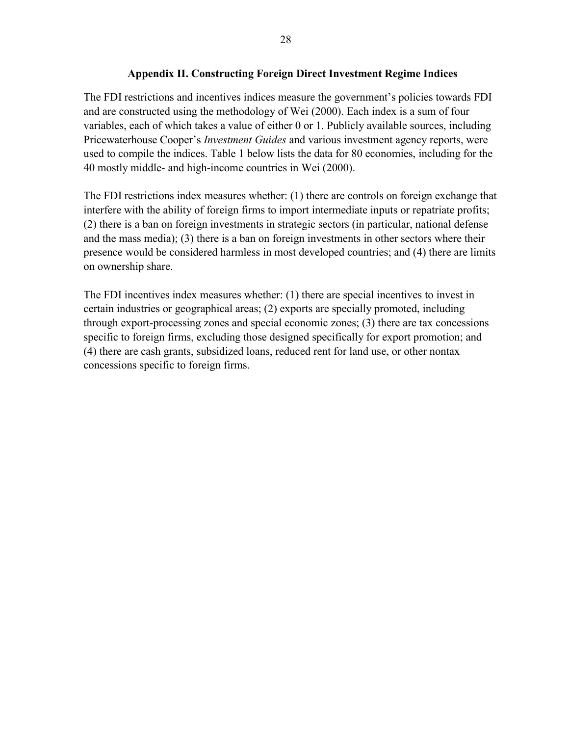## Appendix II. Constructing Foreign Direct Investment Regime Indices

The FDI restrictions and incentives indices measure the government's policies towards FDI and are constructed using the methodology of Wei (2000). Each index is a sum of four variables, each of which takes a value of either 0 or 1. Publicly available sources, including Pricewaterhouse Cooper's *Investment Guides* and various investment agency reports, were used to compile the indices. Table 1 below lists the data for 80 economies, including for the 40 mostly middle- and high-income countries in Wei (2000).

The FDI restrictions index measures whether: (1) there are controls on foreign exchange that interfere with the ability of foreign firms to import intermediate inputs or repatriate profits; (2) there is a ban on foreign investments in strategic sectors (in particular, national defense and the mass media); (3) there is a ban on foreign investments in other sectors where their presence would be considered harmless in most developed countries; and (4) there are limits on ownership share.

The FDI incentives index measures whether: (1) there are special incentives to invest in certain industries or geographical areas; (2) exports are specially promoted, including through export-processing zones and special economic zones; (3) there are tax concessions specific to foreign firms, excluding those designed specifically for export promotion; and (4) there are cash grants, subsidized loans, reduced rent for land use, or other nontax concessions specific to foreign firms.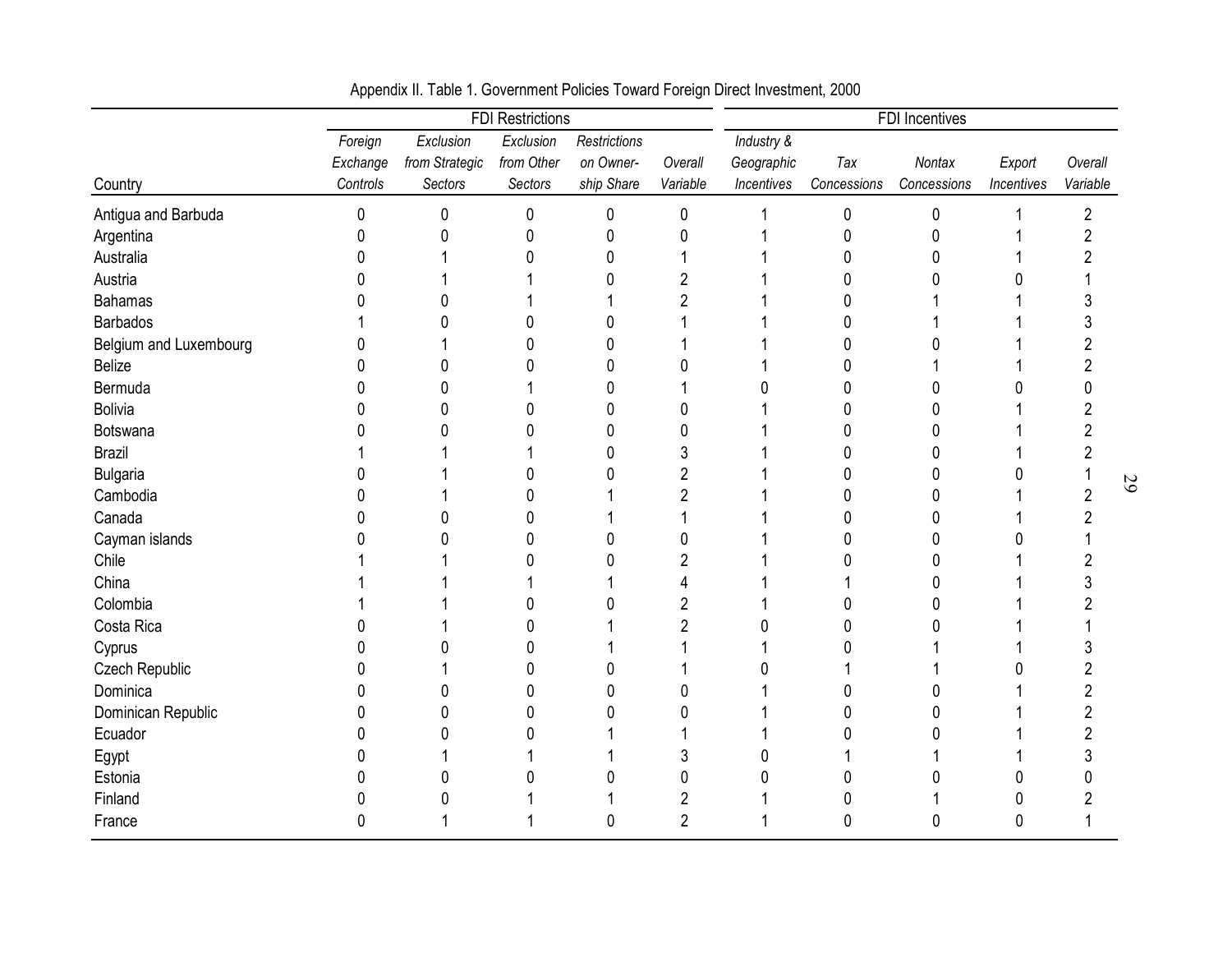Appendix II. Table 1. Government Policies Toward Foreign Direct Investment, 2000

| Country | FDI Restrictions | | | | | FDI Incentives | | | | |
|---|---|---|---|---|---|---|---|---|---|---|
| | *Foreign Exchange Controls* | *Exclusion from Strategic Sectors* | *Exclusion from Other Sectors* | *Restrictions on Ownership Share* | *Overall Variable* | *Industry & Geographic Incentives* | *Tax Concessions* | *Nontax Concessions* | *Export Incentives* | *Overall Variable* |
| Antigua and Barbuda | 0 | 0 | 0 | 0 | 0 | 1 | 0 | 0 | 1 | 2 |
| Argentina | 0 | 0 | 0 | 0 | 0 | 1 | 0 | 0 | 1 | 2 |
| Australia | 0 | 1 | 0 | 0 | 1 | 1 | 0 | 0 | 1 | 2 |
| Austria | 0 | 1 | 1 | 0 | 2 | 1 | 0 | 0 | 0 | 1 |
| Bahamas | 0 | 0 | 1 | 1 | 2 | 1 | 0 | 1 | 1 | 3 |
| Barbados | 1 | 0 | 0 | 0 | 1 | 1 | 0 | 1 | 1 | 3 |
| Belgium and Luxembourg | 0 | 1 | 0 | 0 | 1 | 1 | 0 | 0 | 1 | 2 |
| Belize | 0 | 0 | 0 | 0 | 0 | 1 | 0 | 1 | 1 | 2 |
| Bermuda | 0 | 0 | 1 | 0 | 1 | 0 | 0 | 0 | 0 | 0 |
| Bolivia | 0 | 0 | 0 | 0 | 0 | 1 | 0 | 0 | 1 | 2 |
| Botswana | 0 | 0 | 0 | 0 | 0 | 1 | 0 | 0 | 1 | 2 |
| Brazil | 1 | 1 | 1 | 0 | 3 | 1 | 0 | 0 | 1 | 2 |
| Bulgaria | 0 | 1 | 0 | 0 | 2 | 1 | 0 | 0 | 0 | 1 |
| Cambodia | 0 | 1 | 0 | 1 | 2 | 1 | 0 | 0 | 1 | 2 |
| Canada | 0 | 0 | 0 | 1 | 1 | 1 | 0 | 0 | 1 | 2 |
| Cayman islands | 0 | 0 | 0 | 0 | 0 | 1 | 0 | 0 | 0 | 1 |
| Chile | 1 | 1 | 0 | 0 | 2 | 1 | 0 | 0 | 1 | 2 |
| China | 1 | 1 | 1 | 1 | 4 | 1 | 1 | 0 | 1 | 3 |
| Colombia | 1 | 1 | 0 | 0 | 2 | 1 | 0 | 0 | 1 | 2 |
| Costa Rica | 0 | 1 | 0 | 1 | 2 | 0 | 0 | 0 | 1 | 1 |
| Cyprus | 0 | 0 | 0 | 1 | 1 | 1 | 0 | 1 | 1 | 3 |
| Czech Republic | 0 | 1 | 0 | 0 | 1 | 0 | 1 | 1 | 0 | 2 |
| Dominica | 0 | 0 | 0 | 0 | 0 | 1 | 0 | 0 | 1 | 2 |
| Dominican Republic | 0 | 0 | 0 | 0 | 0 | 1 | 0 | 0 | 1 | 2 |
| Ecuador | 0 | 0 | 0 | 1 | 1 | 1 | 0 | 0 | 1 | 2 |
| Egypt | 0 | 1 | 1 | 1 | 3 | 0 | 1 | 1 | 1 | 3 |
| Estonia | 0 | 0 | 0 | 0 | 0 | 0 | 0 | 0 | 0 | 0 |
| Finland | 0 | 0 | 1 | 1 | 2 | 1 | 0 | 1 | 0 | 2 |
| France | 0 | 1 | 1 | 0 | 2 | 1 | 0 | 0 | 0 | 1 |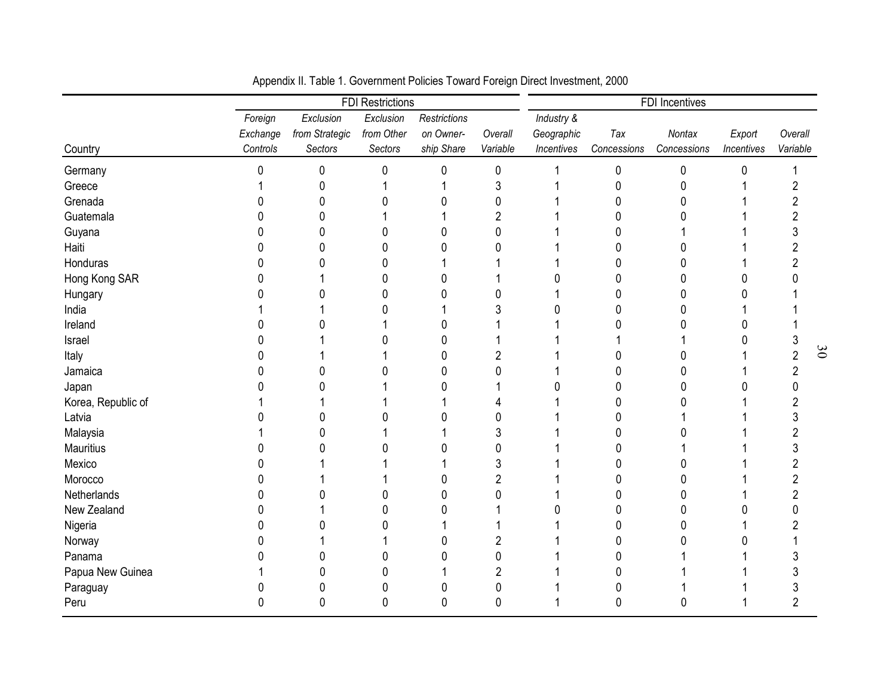Appendix II. Table 1. Government Policies Toward Foreign Direct Investment, 2000

| | FDI Restrictions | | | | | FDI Incentives | | | | |
|---|---|---|---|---|---|---|---|---|---|---|
| Country | *Foreign Exchange Controls* | *Exclusion from Strategic Sectors* | *Exclusion from Other Sectors* | *Restrictions on Owner-ship Share* | *Overall Variable* | *Industry & Geographic Incentives* | *Tax Concessions* | *Nontax Concessions* | *Export Incentives* | *Overall Variable* |
| Germany | 0 | 0 | 0 | 0 | 0 | 1 | 0 | 0 | 0 | 1 |
| Greece | 1 | 0 | 1 | 1 | 3 | 1 | 0 | 0 | 1 | 2 |
| Grenada | 0 | 0 | 0 | 0 | 0 | 1 | 0 | 0 | 1 | 2 |
| Guatemala | 0 | 0 | 1 | 1 | 2 | 1 | 0 | 0 | 1 | 2 |
| Guyana | 0 | 0 | 0 | 0 | 0 | 1 | 0 | 1 | 1 | 3 |
| Haiti | 0 | 0 | 0 | 0 | 0 | 1 | 0 | 0 | 1 | 2 |
| Honduras | 0 | 0 | 0 | 1 | 1 | 1 | 0 | 0 | 1 | 2 |
| Hong Kong SAR | 0 | 1 | 0 | 0 | 1 | 0 | 0 | 0 | 0 | 0 |
| Hungary | 0 | 0 | 0 | 0 | 0 | 1 | 0 | 0 | 0 | 1 |
| India | 1 | 1 | 0 | 1 | 3 | 0 | 0 | 0 | 1 | 1 |
| Ireland | 0 | 0 | 1 | 0 | 1 | 1 | 0 | 0 | 0 | 1 |
| Israel | 0 | 1 | 0 | 0 | 1 | 1 | 1 | 1 | 0 | 3 |
| Italy | 0 | 1 | 1 | 0 | 2 | 1 | 0 | 0 | 1 | 2 |
| Jamaica | 0 | 0 | 0 | 0 | 0 | 1 | 0 | 0 | 1 | 2 |
| Japan | 0 | 0 | 1 | 0 | 1 | 0 | 0 | 0 | 0 | 0 |
| Korea, Republic of | 1 | 1 | 1 | 1 | 4 | 1 | 0 | 0 | 1 | 2 |
| Latvia | 0 | 0 | 0 | 0 | 0 | 1 | 0 | 1 | 1 | 3 |
| Malaysia | 1 | 0 | 1 | 1 | 3 | 1 | 0 | 0 | 1 | 2 |
| Mauritius | 0 | 0 | 0 | 0 | 0 | 1 | 0 | 1 | 1 | 3 |
| Mexico | 0 | 1 | 1 | 1 | 3 | 1 | 0 | 0 | 1 | 2 |
| Morocco | 0 | 1 | 1 | 0 | 2 | 1 | 0 | 0 | 1 | 2 |
| Netherlands | 0 | 0 | 0 | 0 | 0 | 1 | 0 | 0 | 1 | 2 |
| New Zealand | 0 | 1 | 0 | 0 | 1 | 0 | 0 | 0 | 0 | 0 |
| Nigeria | 0 | 0 | 0 | 1 | 1 | 1 | 0 | 0 | 1 | 2 |
| Norway | 0 | 1 | 1 | 0 | 2 | 1 | 0 | 0 | 0 | 1 |
| Panama | 0 | 0 | 0 | 0 | 0 | 1 | 0 | 1 | 1 | 3 |
| Papua New Guinea | 1 | 0 | 0 | 1 | 2 | 1 | 0 | 1 | 1 | 3 |
| Paraguay | 0 | 0 | 0 | 0 | 0 | 1 | 0 | 1 | 1 | 3 |
| Peru | 0 | 0 | 0 | 0 | 0 | 1 | 0 | 0 | 1 | 2 |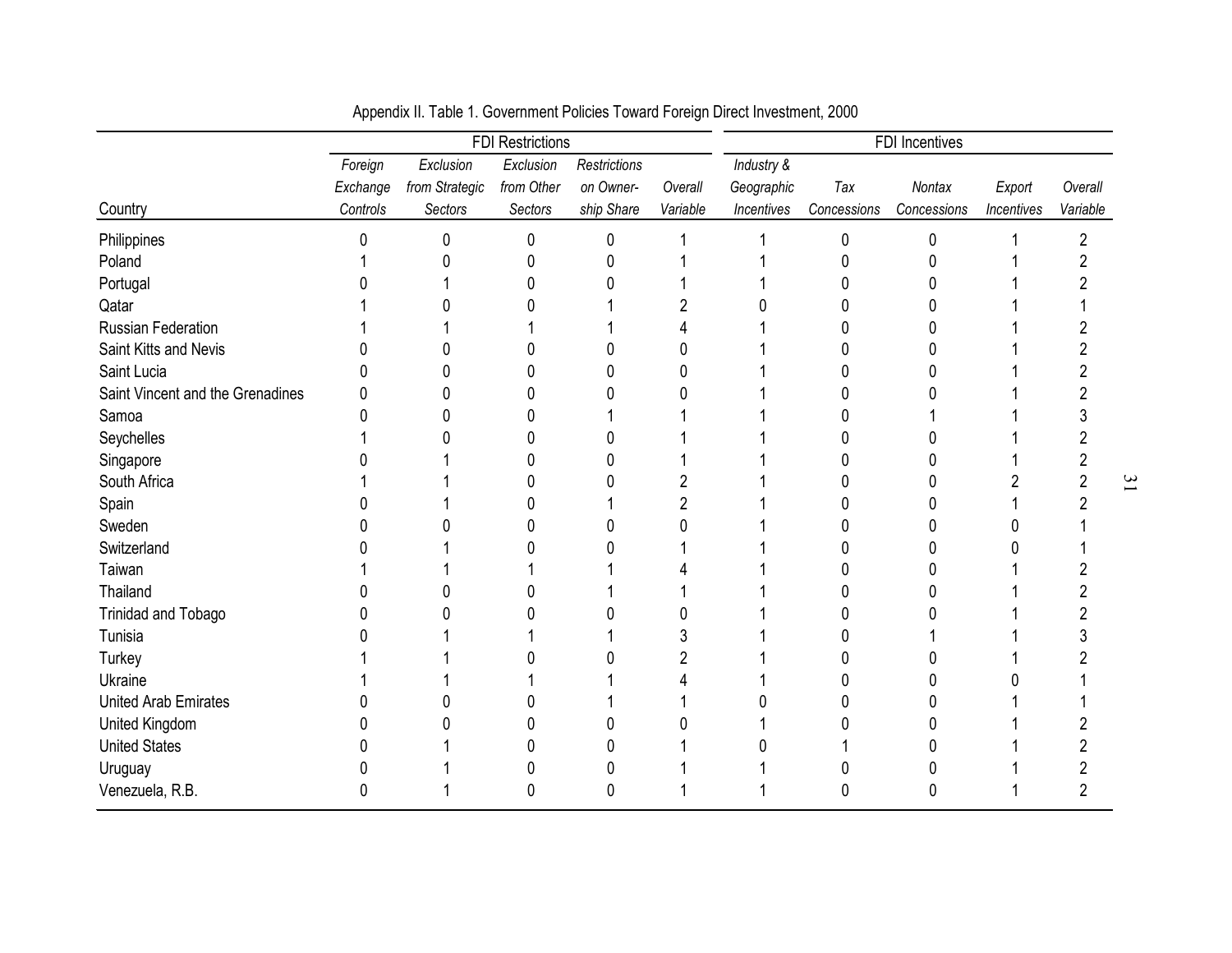Appendix II. Table 1. Government Policies Toward Foreign Direct Investment, 2000

| Country | FDI Restrictions | | | | | FDI Incentives | | | | |
|---|---|---|---|---|---|---|---|---|---|---|
| | *Foreign Exchange Controls* | *Exclusion from Strategic Sectors* | *Exclusion from Other Sectors* | *Restrictions on Ownership Share* | *Overall Variable* | *Industry & Geographic Incentives* | *Tax Concessions* | *Nontax Concessions* | *Export Incentives* | *Overall Variable* |
| Philippines | 0 | 0 | 0 | 0 | 1 | 1 | 0 | 0 | 1 | 2 |
| Poland | 1 | 0 | 0 | 0 | 1 | 1 | 0 | 0 | 1 | 2 |
| Portugal | 0 | 1 | 0 | 0 | 1 | 1 | 0 | 0 | 1 | 2 |
| Qatar | 1 | 0 | 0 | 1 | 2 | 0 | 0 | 0 | 1 | 1 |
| Russian Federation | 1 | 1 | 1 | 1 | 4 | 1 | 0 | 0 | 1 | 2 |
| Saint Kitts and Nevis | 0 | 0 | 0 | 0 | 0 | 1 | 0 | 0 | 1 | 2 |
| Saint Lucia | 0 | 0 | 0 | 0 | 0 | 1 | 0 | 0 | 1 | 2 |
| Saint Vincent and the Grenadines | 0 | 0 | 0 | 0 | 0 | 1 | 0 | 0 | 1 | 2 |
| Samoa | 0 | 0 | 0 | 1 | 1 | 1 | 0 | 1 | 1 | 3 |
| Seychelles | 1 | 0 | 0 | 0 | 1 | 1 | 0 | 0 | 1 | 2 |
| Singapore | 0 | 1 | 0 | 0 | 1 | 1 | 0 | 0 | 1 | 2 |
| South Africa | 1 | 1 | 0 | 0 | 2 | 1 | 0 | 0 | 2 | 2 |
| Spain | 0 | 1 | 0 | 1 | 2 | 1 | 0 | 0 | 1 | 2 |
| Sweden | 0 | 0 | 0 | 0 | 0 | 1 | 0 | 0 | 0 | 1 |
| Switzerland | 0 | 1 | 0 | 0 | 1 | 1 | 0 | 0 | 0 | 1 |
| Taiwan | 1 | 1 | 1 | 1 | 4 | 1 | 0 | 0 | 1 | 2 |
| Thailand | 0 | 0 | 0 | 1 | 1 | 1 | 0 | 0 | 1 | 2 |
| Trinidad and Tobago | 0 | 0 | 0 | 0 | 0 | 1 | 0 | 0 | 1 | 2 |
| Tunisia | 0 | 1 | 1 | 1 | 3 | 1 | 0 | 1 | 1 | 3 |
| Turkey | 1 | 1 | 0 | 0 | 2 | 1 | 0 | 0 | 1 | 2 |
| Ukraine | 1 | 1 | 1 | 1 | 4 | 1 | 0 | 0 | 0 | 1 |
| United Arab Emirates | 0 | 0 | 0 | 1 | 1 | 0 | 0 | 0 | 1 | 1 |
| United Kingdom | 0 | 0 | 0 | 0 | 0 | 1 | 0 | 0 | 1 | 2 |
| United States | 0 | 1 | 0 | 0 | 1 | 0 | 1 | 0 | 1 | 2 |
| Uruguay | 0 | 1 | 0 | 0 | 1 | 1 | 0 | 0 | 1 | 2 |
| Venezuela, R.B. | 0 | 1 | 0 | 0 | 1 | 1 | 0 | 0 | 1 | 2 |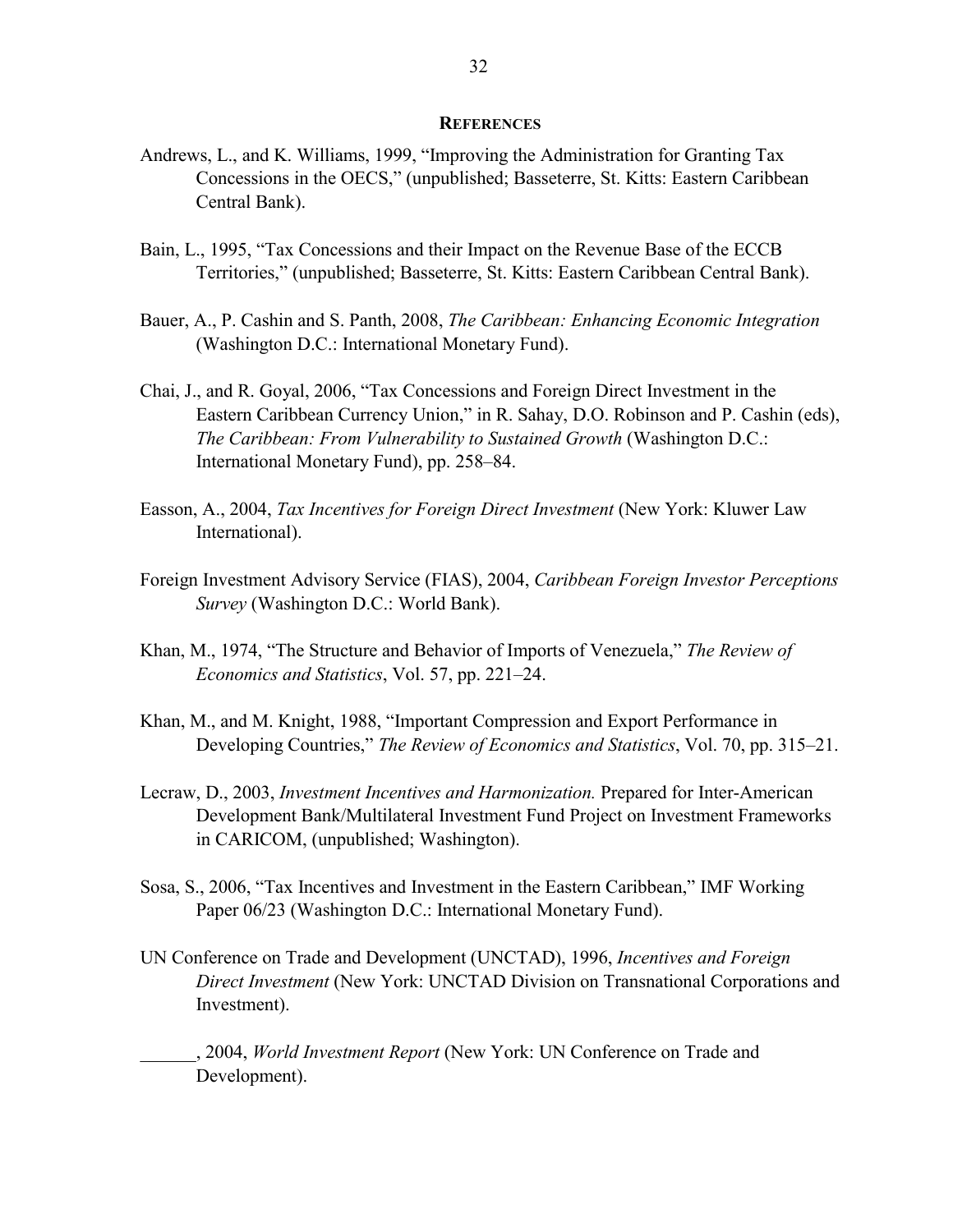## REFERENCES

Andrews, L., and K. Williams, 1999, "Improving the Administration for Granting Tax Concessions in the OECS," (unpublished; Basseterre, St. Kitts: Eastern Caribbean Central Bank).

Bain, L., 1995, "Tax Concessions and their Impact on the Revenue Base of the ECCB Territories," (unpublished; Basseterre, St. Kitts: Eastern Caribbean Central Bank).

Bauer, A., P. Cashin and S. Panth, 2008, *The Caribbean: Enhancing Economic Integration* (Washington D.C.: International Monetary Fund).

Chai, J., and R. Goyal, 2006, "Tax Concessions and Foreign Direct Investment in the Eastern Caribbean Currency Union," in R. Sahay, D.O. Robinson and P. Cashin (eds), *The Caribbean: From Vulnerability to Sustained Growth* (Washington D.C.: International Monetary Fund), pp. 258–84.

Easson, A., 2004, *Tax Incentives for Foreign Direct Investment* (New York: Kluwer Law International).

Foreign Investment Advisory Service (FIAS), 2004, *Caribbean Foreign Investor Perceptions Survey* (Washington D.C.: World Bank).

Khan, M., 1974, "The Structure and Behavior of Imports of Venezuela," *The Review of Economics and Statistics*, Vol. 57, pp. 221–24.

Khan, M., and M. Knight, 1988, "Important Compression and Export Performance in Developing Countries," *The Review of Economics and Statistics*, Vol. 70, pp. 315–21.

Lecraw, D., 2003, *Investment Incentives and Harmonization.* Prepared for Inter-American Development Bank/Multilateral Investment Fund Project on Investment Frameworks in CARICOM, (unpublished; Washington).

Sosa, S., 2006, "Tax Incentives and Investment in the Eastern Caribbean," IMF Working Paper 06/23 (Washington D.C.: International Monetary Fund).

UN Conference on Trade and Development (UNCTAD), 1996, *Incentives and Foreign Direct Investment* (New York: UNCTAD Division on Transnational Corporations and Investment).

______, 2004, *World Investment Report* (New York: UN Conference on Trade and Development).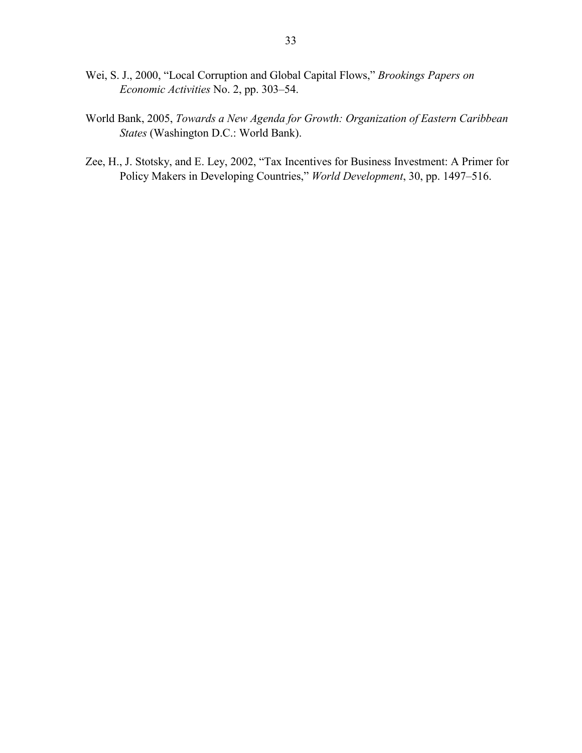Wei, S. J., 2000, "Local Corruption and Global Capital Flows," *Brookings Papers on Economic Activities* No. 2, pp. 303–54.

World Bank, 2005, *Towards a New Agenda for Growth: Organization of Eastern Caribbean States* (Washington D.C.: World Bank).

Zee, H., J. Stotsky, and E. Ley, 2002, "Tax Incentives for Business Investment: A Primer for Policy Makers in Developing Countries," *World Development*, 30, pp. 1497–516.